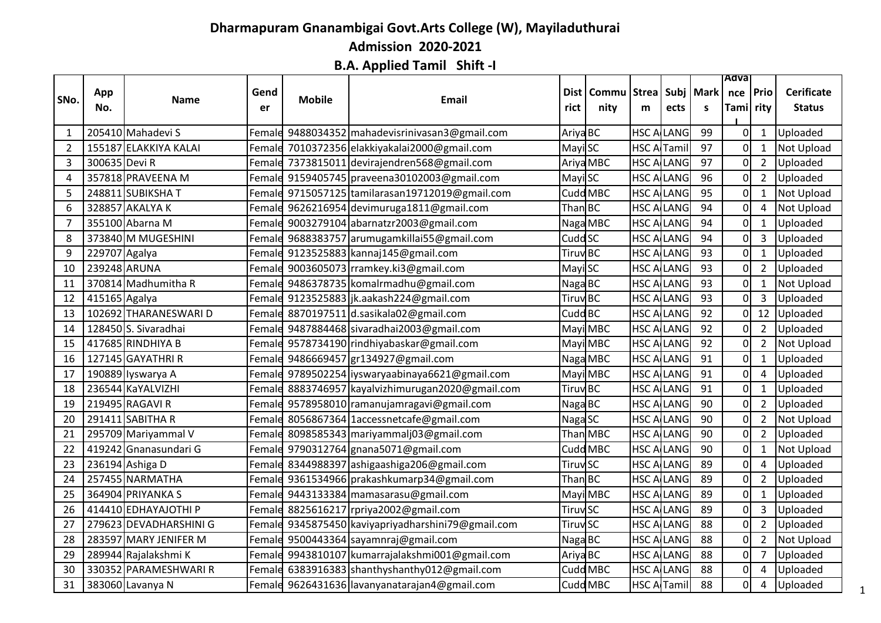# Dharmapuram Gnanambigai Govt.Arts College (W), Mayiladuthurai

## Admission 2020-2021

### B.A. Applied Tamil Shift -I

| SNo. | App No. | Name | Gender | Mobile | Email | District | Community | Stream | Subjects | Marks | Advance Tamil | Priority | Cerificate Status |
|---|---|---|---|---|---|---|---|---|---|---|---|---|---|
| 1 | 205410 | Mahadevi S | Female | 9488034352 | mahadevisrinivasan3@gmail.com | Ariya | BC | HSC A | LANG | 99 | 0 | 1 | Uploaded |
| 2 | 155187 | ELAKKIYA KALAI | Female | 7010372356 | elakkiyakalai2000@gmail.com | Mayi | SC | HSC A | Tamil | 97 | 0 | 1 | Not Upload |
| 3 | 300635 | Devi R | Female | 7373815011 | devirajendren568@gmail.com | Ariya | MBC | HSC A | LANG | 97 | 0 | 2 | Uploaded |
| 4 | 357818 | PRAVEENA M | Female | 9159405745 | praveena30102003@gmail.com | Mayi | SC | HSC A | LANG | 96 | 0 | 2 | Uploaded |
| 5 | 248811 | SUBIKSHA T | Female | 9715057125 | tamilarasan19712019@gmail.com | Cudd | MBC | HSC A | LANG | 95 | 0 | 1 | Not Upload |
| 6 | 328857 | AKALYA K | Female | 9626216954 | devimuruga1811@gmail.com | Than | BC | HSC A | LANG | 94 | 0 | 4 | Not Upload |
| 7 | 355100 | Abarna M | Female | 9003279104 | abarnatzr2003@gmail.com | Naga | MBC | HSC A | LANG | 94 | 0 | 1 | Uploaded |
| 8 | 373840 | M MUGESHINI | Female | 9688383757 | arumugamkillai55@gmail.com | Cudd | SC | HSC A | LANG | 94 | 0 | 3 | Uploaded |
| 9 | 229707 | Agalya | Female | 9123525883 | kannaj145@gmail.com | Tiruv | BC | HSC A | LANG | 93 | 0 | 1 | Uploaded |
| 10 | 239248 | ARUNA | Female | 9003605073 | rramkey.ki3@gmail.com | Mayi | SC | HSC A | LANG | 93 | 0 | 2 | Uploaded |
| 11 | 370814 | Madhumitha R | Female | 9486378735 | komalrmadhu@gmail.com | Naga | BC | HSC A | LANG | 93 | 0 | 1 | Not Upload |
| 12 | 415165 | Agalya | Female | 9123525883 | jk.aakash224@gmail.com | Tiruv | BC | HSC A | LANG | 93 | 0 | 3 | Uploaded |
| 13 | 102692 | THARANESWARI D | Female | 8870197511 | d.sasikala02@gmail.com | Cudd | BC | HSC A | LANG | 92 | 0 | 12 | Uploaded |
| 14 | 128450 | S. Sivaradhai | Female | 9487884468 | sivaradhai2003@gmail.com | Mayi | MBC | HSC A | LANG | 92 | 0 | 2 | Uploaded |
| 15 | 417685 | RINDHIYA B | Female | 9578734190 | rindhiyabaskar@gmail.com | Mayi | MBC | HSC A | LANG | 92 | 0 | 2 | Not Upload |
| 16 | 127145 | GAYATHRI R | Female | 9486669457 | gr134927@gmail.com | Naga | MBC | HSC A | LANG | 91 | 0 | 1 | Uploaded |
| 17 | 190889 | Iyswarya A | Female | 9789502254 | iyswaryaabinaya6621@gmail.com | Mayi | MBC | HSC A | LANG | 91 | 0 | 4 | Uploaded |
| 18 | 236544 | KaYALVIZHI | Female | 8883746957 | kayalvizhimurugan2020@gmail.com | Tiruv | BC | HSC A | LANG | 91 | 0 | 1 | Uploaded |
| 19 | 219495 | RAGAVI R | Female | 9578958010 | ramanujamragavi@gmail.com | Naga | BC | HSC A | LANG | 90 | 0 | 2 | Uploaded |
| 20 | 291411 | SABITHA R | Female | 8056867364 | 1accessnetcafe@gmail.com | Naga | SC | HSC A | LANG | 90 | 0 | 2 | Not Upload |
| 21 | 295709 | Mariyammal V | Female | 8098585343 | mariyammalj03@gmail.com | Than | MBC | HSC A | LANG | 90 | 0 | 2 | Uploaded |
| 22 | 419242 | Gnanasundari G | Female | 9790312764 | gnana5071@gmail.com | Cudd | MBC | HSC A | LANG | 90 | 0 | 1 | Not Upload |
| 23 | 236194 | Ashiga D | Female | 8344988397 | ashigaashiga206@gmail.com | Tiruv | SC | HSC A | LANG | 89 | 0 | 4 | Uploaded |
| 24 | 257455 | NARMATHA | Female | 9361534966 | prakashkumarp34@gmail.com | Than | BC | HSC A | LANG | 89 | 0 | 2 | Uploaded |
| 25 | 364904 | PRIYANKA S | Female | 9443133384 | mamasarasu@gmail.com | Mayi | MBC | HSC A | LANG | 89 | 0 | 1 | Uploaded |
| 26 | 414410 | EDHAYAJOTHI P | Female | 8825616217 | rpriya2002@gmail.com | Tiruv | SC | HSC A | LANG | 89 | 0 | 3 | Uploaded |
| 27 | 279623 | DEVADHARSHINI G | Female | 9345875450 | kaviyapriyadharshini79@gmail.com | Tiruv | SC | HSC A | LANG | 88 | 0 | 2 | Uploaded |
| 28 | 283597 | MARY JENIFER M | Female | 9500443364 | sayamnraj@gmail.com | Naga | BC | HSC A | LANG | 88 | 0 | 2 | Not Upload |
| 29 | 289944 | Rajalakshmi K | Female | 9943810107 | kumarrajalakshmi001@gmail.com | Ariya | BC | HSC A | LANG | 88 | 0 | 7 | Uploaded |
| 30 | 330352 | PARAMESHWARI R | Female | 6383916383 | shanthyshanthy012@gmail.com | Cudd | MBC | HSC A | LANG | 88 | 0 | 4 | Uploaded |
| 31 | 383060 | Lavanya N | Female | 9626431636 | lavanyanatarajan4@gmail.com | Cudd | MBC | HSC A | Tamil | 88 | 0 | 4 | Uploaded |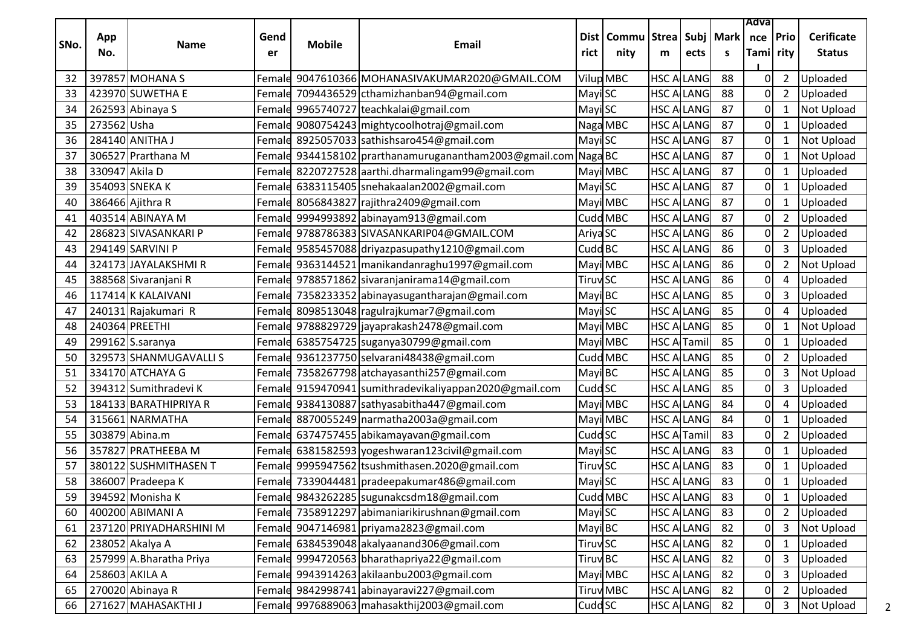| SNo. | App No. | Name | Gender | Mobile | Email | District | Community | Stream | Subjects | Marks | Advance Tamil | Priority | Cerificate Status |
|---|---|---|---|---|---|---|---|---|---|---|---|---|---|
| 32 | 397857 | MOHANA S | Female | 9047610366 | MOHANASIVAKUMAR2020@GMAIL.COM | Vilup | MBC | HSC A | LANG | 88 | 0 | 2 | Uploaded |
| 33 | 423970 | SUWETHA E | Female | 7094436529 | cthamizhanban94@gmail.com | Mayi | SC | HSC A | LANG | 88 | 0 | 2 | Uploaded |
| 34 | 262593 | Abinaya S | Female | 9965740727 | teachkalai@gmail.com | Mayi | SC | HSC A | LANG | 87 | 0 | 1 | Not Upload |
| 35 | 273562 | Usha | Female | 9080754243 | mightycoolhotraj@gmail.com | Naga | MBC | HSC A | LANG | 87 | 0 | 1 | Uploaded |
| 36 | 284140 | ANITHA J | Female | 8925057033 | sathishsaro454@gmail.com | Mayi | SC | HSC A | LANG | 87 | 0 | 1 | Not Upload |
| 37 | 306527 | Prarthana M | Female | 9344158102 | prarthanamuruganantham2003@gmail.com | Naga | BC | HSC A | LANG | 87 | 0 | 1 | Not Upload |
| 38 | 330947 | Akila D | Female | 8220727528 | aarthi.dharmalingam99@gmail.com | Mayi | MBC | HSC A | LANG | 87 | 0 | 1 | Uploaded |
| 39 | 354093 | SNEKA K | Female | 6383115405 | snehakaalan2002@gmail.com | Mayi | SC | HSC A | LANG | 87 | 0 | 1 | Uploaded |
| 40 | 386466 | Ajithra R | Female | 8056843827 | rajithra2409@gmail.com | Mayi | MBC | HSC A | LANG | 87 | 0 | 1 | Uploaded |
| 41 | 403514 | ABINAYA M | Female | 9994993892 | abinayam913@gmail.com | Cudd | MBC | HSC A | LANG | 87 | 0 | 2 | Uploaded |
| 42 | 286823 | SIVASANKARI P | Female | 9788786383 | SIVASANKARIP04@GMAIL.COM | Ariya | SC | HSC A | LANG | 86 | 0 | 2 | Uploaded |
| 43 | 294149 | SARVINI P | Female | 9585457088 | driyazpasupathy1210@gmail.com | Cudd | BC | HSC A | LANG | 86 | 0 | 3 | Uploaded |
| 44 | 324173 | JAYALAKSHMI R | Female | 9363144521 | manikandanraghu1997@gmail.com | Mayi | MBC | HSC A | LANG | 86 | 0 | 2 | Not Upload |
| 45 | 388568 | Sivaranjani R | Female | 9788571862 | sivaranjanirama14@gmail.com | Tiruv | SC | HSC A | LANG | 86 | 0 | 4 | Uploaded |
| 46 | 117414 | K KALAIVANI | Female | 7358233352 | abinayasugantharajan@gmail.com | Mayi | BC | HSC A | LANG | 85 | 0 | 3 | Uploaded |
| 47 | 240131 | Rajakumari R | Female | 8098513048 | ragulrajkumar7@gmail.com | Mayi | SC | HSC A | LANG | 85 | 0 | 4 | Uploaded |
| 48 | 240364 | PREETHI | Female | 9788829729 | jayaprakash2478@gmail.com | Mayi | MBC | HSC A | LANG | 85 | 0 | 1 | Not Upload |
| 49 | 299162 | S.saranya | Female | 6385754725 | suganya30799@gmail.com | Mayi | MBC | HSC A | Tamil | 85 | 0 | 1 | Uploaded |
| 50 | 329573 | SHANMUGAVALLI S | Female | 9361237750 | selvarani48438@gmail.com | Cudd | MBC | HSC A | LANG | 85 | 0 | 2 | Uploaded |
| 51 | 334170 | ATCHAYA G | Female | 7358267798 | atchayasanthi257@gmail.com | Mayi | BC | HSC A | LANG | 85 | 0 | 3 | Not Upload |
| 52 | 394312 | Sumithradevi K | Female | 9159470941 | sumithradevikaliyappan2020@gmail.com | Cudd | SC | HSC A | LANG | 85 | 0 | 3 | Uploaded |
| 53 | 184133 | BARATHIPRIYA R | Female | 9384130887 | sathyasabitha447@gmail.com | Mayi | MBC | HSC A | LANG | 84 | 0 | 4 | Uploaded |
| 54 | 315661 | NARMATHA | Female | 8870055249 | narmatha2003a@gmail.com | Mayi | MBC | HSC A | LANG | 84 | 0 | 1 | Uploaded |
| 55 | 303879 | Abina.m | Female | 6374757455 | abikamayavan@gmail.com | Cudd | SC | HSC A | Tamil | 83 | 0 | 2 | Uploaded |
| 56 | 357827 | PRATHEEBA M | Female | 6381582593 | yogeshwaran123civil@gmail.com | Mayi | SC | HSC A | LANG | 83 | 0 | 1 | Uploaded |
| 57 | 380122 | SUSHMITHASEN T | Female | 9995947562 | tsushmithasen.2020@gmail.com | Tiruv | SC | HSC A | LANG | 83 | 0 | 1 | Uploaded |
| 58 | 386007 | Pradeepa K | Female | 7339044481 | pradeepakumar486@gmail.com | Mayi | SC | HSC A | LANG | 83 | 0 | 1 | Uploaded |
| 59 | 394592 | Monisha K | Female | 9843262285 | sugunakcsdm18@gmail.com | Cudd | MBC | HSC A | LANG | 83 | 0 | 1 | Uploaded |
| 60 | 400200 | ABIMANI A | Female | 7358912297 | abimaniarikirushnan@gmail.com | Mayi | SC | HSC A | LANG | 83 | 0 | 2 | Uploaded |
| 61 | 237120 | PRIYADHARSHINI M | Female | 9047146981 | priyama2823@gmail.com | Mayi | BC | HSC A | LANG | 82 | 0 | 3 | Not Upload |
| 62 | 238052 | Akalya A | Female | 6384539048 | akalyaanand306@gmail.com | Tiruv | SC | HSC A | LANG | 82 | 0 | 1 | Uploaded |
| 63 | 257999 | A.Bharatha Priya | Female | 9994720563 | bharathapriya22@gmail.com | Tiruv | BC | HSC A | LANG | 82 | 0 | 3 | Uploaded |
| 64 | 258603 | AKILA A | Female | 9943914263 | akilaanbu2003@gmail.com | Mayi | MBC | HSC A | LANG | 82 | 0 | 3 | Uploaded |
| 65 | 270020 | Abinaya R | Female | 9842998741 | abinayaravi227@gmail.com | Tiruv | MBC | HSC A | LANG | 82 | 0 | 2 | Uploaded |
| 66 | 271627 | MAHASAKTHI J | Female | 9976889063 | mahasakthij2003@gmail.com | Cudd | SC | HSC A | LANG | 82 | 0 | 3 | Not Upload |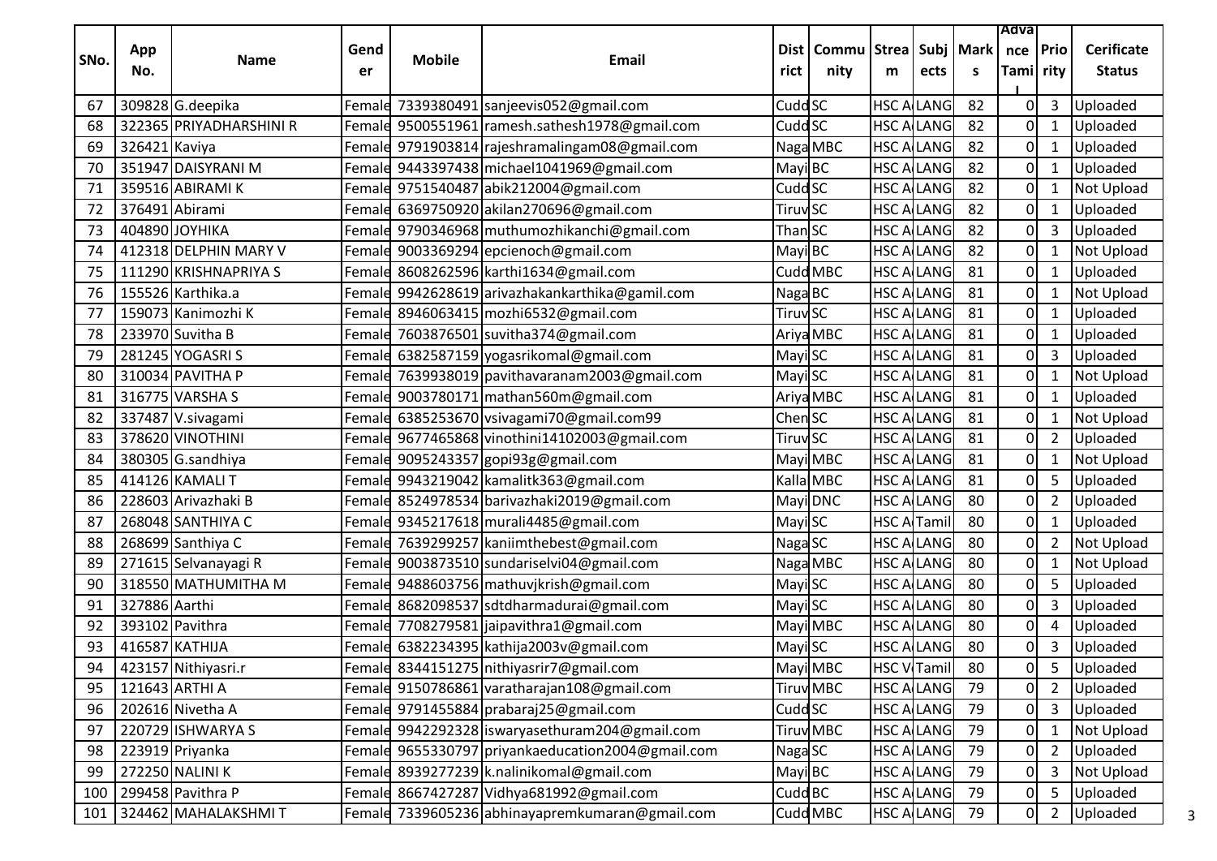| SNo. | App No. | Name | Gender | Mobile | Email | District | Community | Stream | Subjects | Marks | Advance Tamil | Priority | Cerificate Status |
|---|---|---|---|---|---|---|---|---|---|---|---|---|---|
| 67 | 309828 | G.deepika | Female | 7339380491 | sanjeevis052@gmail.com | Cudd | SC | HSC A | LANG | 82 | 0 | 3 | Uploaded |
| 68 | 322365 | PRIYADHARSHINI R | Female | 9500551961 | ramesh.sathesh1978@gmail.com | Cudd | SC | HSC A | LANG | 82 | 0 | 1 | Uploaded |
| 69 | 326421 | Kaviya | Female | 9791903814 | rajeshramalingam08@gmail.com | Naga | MBC | HSC A | LANG | 82 | 0 | 1 | Uploaded |
| 70 | 351947 | DAISYRANI M | Female | 9443397438 | michael1041969@gmail.com | Mayi | BC | HSC A | LANG | 82 | 0 | 1 | Uploaded |
| 71 | 359516 | ABIRAMI K | Female | 9751540487 | abik212004@gmail.com | Cudd | SC | HSC A | LANG | 82 | 0 | 1 | Not Upload |
| 72 | 376491 | Abirami | Female | 6369750920 | akilan270696@gmail.com | Tiruv | SC | HSC A | LANG | 82 | 0 | 1 | Uploaded |
| 73 | 404890 | JOYHIKA | Female | 9790346968 | muthumozhikanchi@gmail.com | Than | SC | HSC A | LANG | 82 | 0 | 3 | Uploaded |
| 74 | 412318 | DELPHIN MARY V | Female | 9003369294 | epcienoch@gmail.com | Mayi | BC | HSC A | LANG | 82 | 0 | 1 | Not Upload |
| 75 | 111290 | KRISHNAPRIYA S | Female | 8608262596 | karthi1634@gmail.com | Cudd | MBC | HSC A | LANG | 81 | 0 | 1 | Uploaded |
| 76 | 155526 | Karthika.a | Female | 9942628619 | arivazhakankarthika@gamil.com | Naga | BC | HSC A | LANG | 81 | 0 | 1 | Not Upload |
| 77 | 159073 | Kanimozhi K | Female | 8946063415 | mozhi6532@gmail.com | Tiruv | SC | HSC A | LANG | 81 | 0 | 1 | Uploaded |
| 78 | 233970 | Suvitha B | Female | 7603876501 | suvitha374@gmail.com | Ariya | MBC | HSC A | LANG | 81 | 0 | 1 | Uploaded |
| 79 | 281245 | YOGASRI S | Female | 6382587159 | yogasrikomal@gmail.com | Mayi | SC | HSC A | LANG | 81 | 0 | 3 | Uploaded |
| 80 | 310034 | PAVITHA P | Female | 7639938019 | pavithavaranam2003@gmail.com | Mayi | SC | HSC A | LANG | 81 | 0 | 1 | Not Upload |
| 81 | 316775 | VARSHA S | Female | 9003780171 | mathan560m@gmail.com | Ariya | MBC | HSC A | LANG | 81 | 0 | 1 | Uploaded |
| 82 | 337487 | V.sivagami | Female | 6385253670 | vsivagami70@gmail.com99 | Chen | SC | HSC A | LANG | 81 | 0 | 1 | Not Upload |
| 83 | 378620 | VINOTHINI | Female | 9677465868 | vinothini14102003@gmail.com | Tiruv | SC | HSC A | LANG | 81 | 0 | 2 | Uploaded |
| 84 | 380305 | G.sandhiya | Female | 9095243357 | gopi93g@gmail.com | Mayi | MBC | HSC A | LANG | 81 | 0 | 1 | Not Upload |
| 85 | 414126 | KAMALI T | Female | 9943219042 | kamalitk363@gmail.com | Kalla | MBC | HSC A | LANG | 81 | 0 | 5 | Uploaded |
| 86 | 228603 | Arivazhaki B | Female | 8524978534 | barivazhaki2019@gmail.com | Mayi | DNC | HSC A | LANG | 80 | 0 | 2 | Uploaded |
| 87 | 268048 | SANTHIYA C | Female | 9345217618 | murali4485@gmail.com | Mayi | SC | HSC A | Tamil | 80 | 0 | 1 | Uploaded |
| 88 | 268699 | Santhiya C | Female | 7639299257 | kaniimthebest@gmail.com | Naga | SC | HSC A | LANG | 80 | 0 | 2 | Not Upload |
| 89 | 271615 | Selvanayagi R | Female | 9003873510 | sundariselvi04@gmail.com | Naga | MBC | HSC A | LANG | 80 | 0 | 1 | Not Upload |
| 90 | 318550 | MATHUMITHA M | Female | 9488603756 | mathuvjkrish@gmail.com | Mayi | SC | HSC A | LANG | 80 | 0 | 5 | Uploaded |
| 91 | 327886 | Aarthi | Female | 8682098537 | sdtdharmadurai@gmail.com | Mayi | SC | HSC A | LANG | 80 | 0 | 3 | Uploaded |
| 92 | 393102 | Pavithra | Female | 7708279581 | jaipavithra1@gmail.com | Mayi | MBC | HSC A | LANG | 80 | 0 | 4 | Uploaded |
| 93 | 416587 | KATHIJA | Female | 6382234395 | kathija2003v@gmail.com | Mayi | SC | HSC A | LANG | 80 | 0 | 3 | Uploaded |
| 94 | 423157 | Nithiyasri.r | Female | 8344151275 | nithiyasrir7@gmail.com | Mayi | MBC | HSC V | Tamil | 80 | 0 | 5 | Uploaded |
| 95 | 121643 | ARTHI A | Female | 9150786861 | varatharajan108@gmail.com | Tiruv | MBC | HSC A | LANG | 79 | 0 | 2 | Uploaded |
| 96 | 202616 | Nivetha A | Female | 9791455884 | prabaraj25@gmail.com | Cudd | SC | HSC A | LANG | 79 | 0 | 3 | Uploaded |
| 97 | 220729 | ISHWARYA S | Female | 9942292328 | iswaryasethuram204@gmail.com | Tiruv | MBC | HSC A | LANG | 79 | 0 | 1 | Not Upload |
| 98 | 223919 | Priyanka | Female | 9655330797 | priyankaeducation2004@gmail.com | Naga | SC | HSC A | LANG | 79 | 0 | 2 | Uploaded |
| 99 | 272250 | NALINI K | Female | 8939277239 | k.nalinikomal@gmail.com | Mayi | BC | HSC A | LANG | 79 | 0 | 3 | Not Upload |
| 100 | 299458 | Pavithra P | Female | 8667427287 | Vidhya681992@gmail.com | Cudd | BC | HSC A | LANG | 79 | 0 | 5 | Uploaded |
| 101 | 324462 | MAHALAKSHMI T | Female | 7339605236 | abhinayapremkumaran@gmail.com | Cudd | MBC | HSC A | LANG | 79 | 0 | 2 | Uploaded |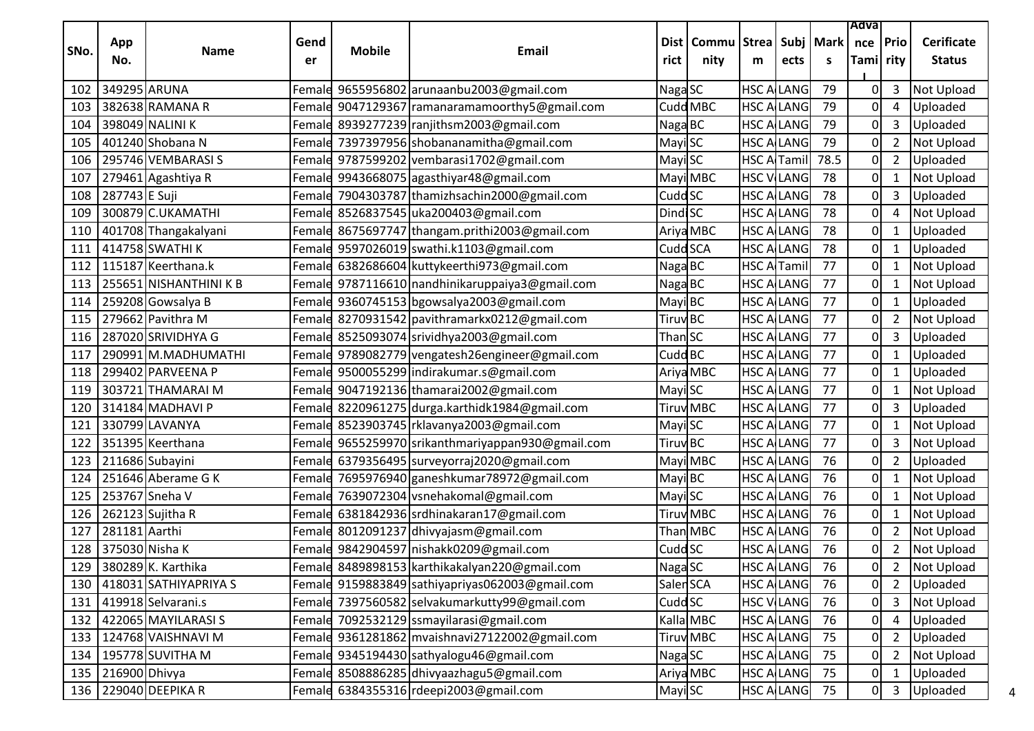| SNo. | App No. | Name | Gender | Mobile | Email | District | Community | Stream | Subjects | Marks | Advance Tamil | Priority | Cerificate Status |
|---|---|---|---|---|---|---|---|---|---|---|---|---|---|
| 102 | 349295 | ARUNA | Female | 9655956802 | arunaanbu2003@gmail.com | Naga | SC | HSC A | LANG | 79 | 0 | 3 | Not Upload |
| 103 | 382638 | RAMANA R | Female | 9047129367 | ramanaramamoorthy5@gmail.com | Cudd | MBC | HSC A | LANG | 79 | 0 | 4 | Uploaded |
| 104 | 398049 | NALINI K | Female | 8939277239 | ranjithsm2003@gmail.com | Naga | BC | HSC A | LANG | 79 | 0 | 3 | Uploaded |
| 105 | 401240 | Shobana N | Female | 7397397956 | shobananamitha@gmail.com | Mayi | SC | HSC A | LANG | 79 | 0 | 2 | Not Upload |
| 106 | 295746 | VEMBARASI S | Female | 9787599202 | vembarasi1702@gmail.com | Mayi | SC | HSC A | Tamil | 78.5 | 0 | 2 | Uploaded |
| 107 | 279461 | Agashtiya R | Female | 9943668075 | agasthiyar48@gmail.com | Mayi | MBC | HSC V | LANG | 78 | 0 | 1 | Not Upload |
| 108 | 287743 | E Suji | Female | 7904303787 | thamizhsachin2000@gmail.com | Cudd | SC | HSC A | LANG | 78 | 0 | 3 | Uploaded |
| 109 | 300879 | C.UKAMATHI | Female | 8526837545 | uka200403@gmail.com | Dindi | SC | HSC A | LANG | 78 | 0 | 4 | Not Upload |
| 110 | 401708 | Thangakalyani | Female | 8675697747 | thangam.prithi2003@gmail.com | Ariya | MBC | HSC A | LANG | 78 | 0 | 1 | Uploaded |
| 111 | 414758 | SWATHI K | Female | 9597026019 | swathi.k1103@gmail.com | Cudd | SCA | HSC A | LANG | 78 | 0 | 1 | Uploaded |
| 112 | 115187 | Keerthana.k | Female | 6382686604 | kuttykeerthi973@gmail.com | Naga | BC | HSC A | Tamil | 77 | 0 | 1 | Not Upload |
| 113 | 255651 | NISHANTHINI K B | Female | 9787116610 | nandhinikaruppaiya3@gmail.com | Naga | BC | HSC A | LANG | 77 | 0 | 1 | Not Upload |
| 114 | 259208 | Gowsalya B | Female | 9360745153 | bgowsalya2003@gmail.com | Mayi | BC | HSC A | LANG | 77 | 0 | 1 | Uploaded |
| 115 | 279662 | Pavithra M | Female | 8270931542 | pavithramarkx0212@gmail.com | Tiruv | BC | HSC A | LANG | 77 | 0 | 2 | Not Upload |
| 116 | 287020 | SRIVIDHYA G | Female | 8525093074 | srividhya2003@gmail.com | Than | SC | HSC A | LANG | 77 | 0 | 3 | Uploaded |
| 117 | 290991 | M.MADHUMATHI | Female | 9789082779 | vengatesh26engineer@gmail.com | Cudd | BC | HSC A | LANG | 77 | 0 | 1 | Uploaded |
| 118 | 299402 | PARVEENA P | Female | 9500055299 | indirakumar.s@gmail.com | Ariya | MBC | HSC A | LANG | 77 | 0 | 1 | Uploaded |
| 119 | 303721 | THAMARAI M | Female | 9047192136 | thamarai2002@gmail.com | Mayi | SC | HSC A | LANG | 77 | 0 | 1 | Not Upload |
| 120 | 314184 | MADHAVI P | Female | 8220961275 | durga.karthidk1984@gmail.com | Tiruv | MBC | HSC A | LANG | 77 | 0 | 3 | Uploaded |
| 121 | 330799 | LAVANYA | Female | 8523903745 | rklavanya2003@gmail.com | Mayi | SC | HSC A | LANG | 77 | 0 | 1 | Not Upload |
| 122 | 351395 | Keerthana | Female | 9655259970 | srikanthmariyappan930@gmail.com | Tiruv | BC | HSC A | LANG | 77 | 0 | 3 | Not Upload |
| 123 | 211686 | Subayini | Female | 6379356495 | surveyorraj2020@gmail.com | Mayi | MBC | HSC A | LANG | 76 | 0 | 2 | Uploaded |
| 124 | 251646 | Aberame G K | Female | 7695976940 | ganeshkumar78972@gmail.com | Mayi | BC | HSC A | LANG | 76 | 0 | 1 | Not Upload |
| 125 | 253767 | Sneha V | Female | 7639072304 | vsnehakomal@gmail.com | Mayi | SC | HSC A | LANG | 76 | 0 | 1 | Not Upload |
| 126 | 262123 | Sujitha R | Female | 6381842936 | srdhinakaran17@gmail.com | Tiruv | MBC | HSC A | LANG | 76 | 0 | 1 | Not Upload |
| 127 | 281181 | Aarthi | Female | 8012091237 | dhivyajasm@gmail.com | Than | MBC | HSC A | LANG | 76 | 0 | 2 | Not Upload |
| 128 | 375030 | Nisha K | Female | 9842904597 | nishakk0209@gmail.com | Cudd | SC | HSC A | LANG | 76 | 0 | 2 | Not Upload |
| 129 | 380289 | K. Karthika | Female | 8489898153 | karthikakalyan220@gmail.com | Naga | SC | HSC A | LANG | 76 | 0 | 2 | Not Upload |
| 130 | 418031 | SATHIYAPRIYA S | Female | 9159883849 | sathiyapriyas062003@gmail.com | Salem | SCA | HSC A | LANG | 76 | 0 | 2 | Uploaded |
| 131 | 419918 | Selvarani.s | Female | 7397560582 | selvakumarkutty99@gmail.com | Cudd | SC | HSC V | LANG | 76 | 0 | 3 | Not Upload |
| 132 | 422065 | MAYILARASI S | Female | 7092532129 | ssmayilarasi@gmail.com | Kalla | MBC | HSC A | LANG | 76 | 0 | 4 | Uploaded |
| 133 | 124768 | VAISHNAVI M | Female | 9361281862 | mvaishnavi27122002@gmail.com | Tiruv | MBC | HSC A | LANG | 75 | 0 | 2 | Uploaded |
| 134 | 195778 | SUVITHA M | Female | 9345194430 | sathyalogu46@gmail.com | Naga | SC | HSC A | LANG | 75 | 0 | 2 | Not Upload |
| 135 | 216900 | Dhivya | Female | 8508886285 | dhivyaazhagu5@gmail.com | Ariya | MBC | HSC A | LANG | 75 | 0 | 1 | Uploaded |
| 136 | 229040 | DEEPIKA R | Female | 6384355316 | rdeepi2003@gmail.com | Mayi | SC | HSC A | LANG | 75 | 0 | 3 | Uploaded |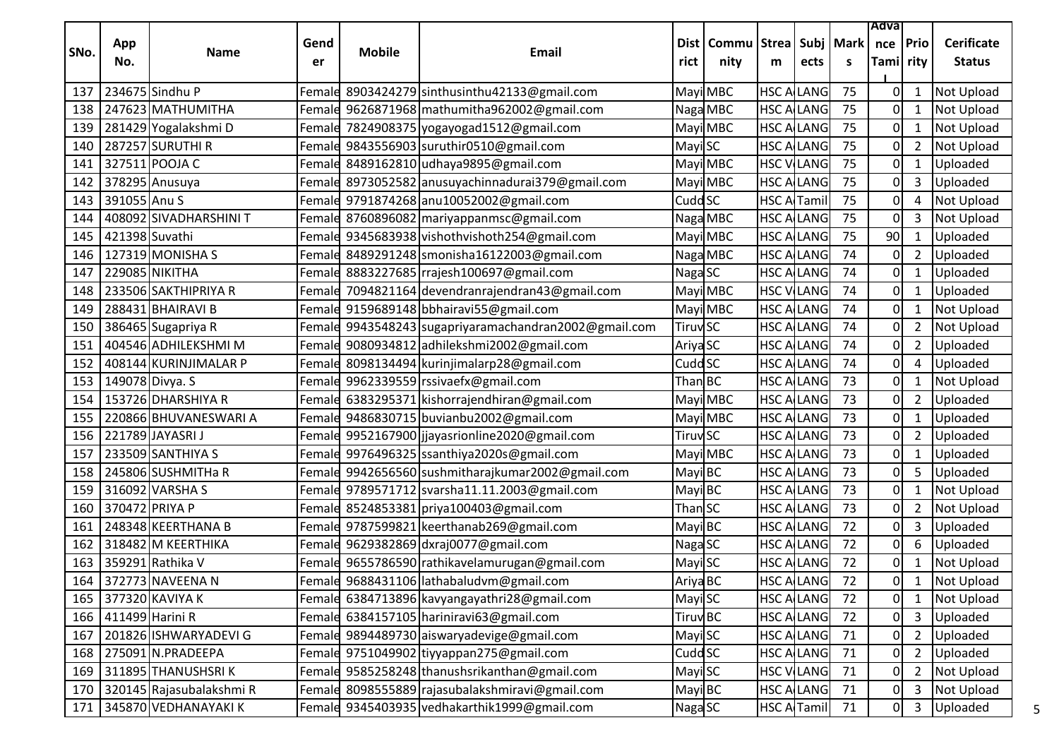| SNo. | App No. | Name | Gender | Mobile | Email | District | Community | Stream | Subjects | Marks | Advance Tamil | Priority | Cerificate Status |
|---|---|---|---|---|---|---|---|---|---|---|---|---|---|
| 137 | 234675 | Sindhu P | Female | 8903424279 | sinthusinthu42133@gmail.com | Mayi | MBC | HSC A | LANG | 75 | 0 | 1 | Not Upload |
| 138 | 247623 | MATHUMITHA | Female | 9626871968 | mathumitha962002@gmail.com | Naga | MBC | HSC A | LANG | 75 | 0 | 1 | Not Upload |
| 139 | 281429 | Yogalakshmi D | Female | 7824908375 | yogayogad1512@gmail.com | Mayi | MBC | HSC A | LANG | 75 | 0 | 1 | Not Upload |
| 140 | 287257 | SURUTHI R | Female | 9843556903 | suruthir0510@gmail.com | Mayi | SC | HSC A | LANG | 75 | 0 | 2 | Not Upload |
| 141 | 327511 | POOJA C | Female | 8489162810 | udhaya9895@gmail.com | Mayi | MBC | HSC V | LANG | 75 | 0 | 1 | Uploaded |
| 142 | 378295 | Anusuya | Female | 8973052582 | anusuyachinnadurai379@gmail.com | Mayi | MBC | HSC A | LANG | 75 | 0 | 3 | Uploaded |
| 143 | 391055 | Anu S | Female | 9791874268 | anu10052002@gmail.com | Cudd | SC | HSC A | Tamil | 75 | 0 | 4 | Not Upload |
| 144 | 408092 | SIVADHARSHINI T | Female | 8760896082 | mariyappanmsc@gmail.com | Naga | MBC | HSC A | LANG | 75 | 0 | 3 | Not Upload |
| 145 | 421398 | Suvathi | Female | 9345683938 | vishothvishoth254@gmail.com | Mayi | MBC | HSC A | LANG | 75 | 90 | 1 | Uploaded |
| 146 | 127319 | MONISHA S | Female | 8489291248 | smonisha16122003@gmail.com | Naga | MBC | HSC A | LANG | 74 | 0 | 2 | Uploaded |
| 147 | 229085 | NIKITHA | Female | 8883227685 | rrajesh100697@gmail.com | Naga | SC | HSC A | LANG | 74 | 0 | 1 | Uploaded |
| 148 | 233506 | SAKTHIPRIYA R | Female | 7094821164 | devendranrajendran43@gmail.com | Mayi | MBC | HSC V | LANG | 74 | 0 | 1 | Uploaded |
| 149 | 288431 | BHAIRAVI B | Female | 9159689148 | bbhairavi55@gmail.com | Mayi | MBC | HSC A | LANG | 74 | 0 | 1 | Not Upload |
| 150 | 386465 | Sugapriya R | Female | 9943548243 | sugapriyaramachandran2002@gmail.com | Tiruv | SC | HSC A | LANG | 74 | 0 | 2 | Not Upload |
| 151 | 404546 | ADHILEKSHMI M | Female | 9080934812 | adhilekshmi2002@gmail.com | Ariya | SC | HSC A | LANG | 74 | 0 | 2 | Uploaded |
| 152 | 408144 | KURINJIMALAR P | Female | 8098134494 | kurinjimalarp28@gmail.com | Cudd | SC | HSC A | LANG | 74 | 0 | 4 | Uploaded |
| 153 | 149078 | Divya. S | Female | 9962339559 | rssivaefx@gmail.com | Than | BC | HSC A | LANG | 73 | 0 | 1 | Not Upload |
| 154 | 153726 | DHARSHIYA R | Female | 6383295371 | kishorrajendhiran@gmail.com | Mayi | MBC | HSC A | LANG | 73 | 0 | 2 | Uploaded |
| 155 | 220866 | BHUVANESWARI A | Female | 9486830715 | buvianbu2002@gmail.com | Mayi | MBC | HSC A | LANG | 73 | 0 | 1 | Uploaded |
| 156 | 221789 | JAYASRI J | Female | 9952167900 | jjayasrionline2020@gmail.com | Tiruv | SC | HSC A | LANG | 73 | 0 | 2 | Uploaded |
| 157 | 233509 | SANTHIYA S | Female | 9976496325 | ssanthiya2020s@gmail.com | Mayi | MBC | HSC A | LANG | 73 | 0 | 1 | Uploaded |
| 158 | 245806 | SUSHMITHa R | Female | 9942656560 | sushmitharajkumar2002@gmail.com | Mayi | BC | HSC A | LANG | 73 | 0 | 5 | Uploaded |
| 159 | 316092 | VARSHA S | Female | 9789571712 | svarsha11.11.2003@gmail.com | Mayi | BC | HSC A | LANG | 73 | 0 | 1 | Not Upload |
| 160 | 370472 | PRIYA P | Female | 8524853381 | priya100403@gmail.com | Than | SC | HSC A | LANG | 73 | 0 | 2 | Not Upload |
| 161 | 248348 | KEERTHANA B | Female | 9787599821 | keerthanab269@gmail.com | Mayi | BC | HSC A | LANG | 72 | 0 | 3 | Uploaded |
| 162 | 318482 | M KEERTHIKA | Female | 9629382869 | dxraj0077@gmail.com | Naga | SC | HSC A | LANG | 72 | 0 | 6 | Uploaded |
| 163 | 359291 | Rathika V | Female | 9655786590 | rathikavelamurugan@gmail.com | Mayi | SC | HSC A | LANG | 72 | 0 | 1 | Not Upload |
| 164 | 372773 | NAVEENA N | Female | 9688431106 | lathabaludvm@gmail.com | Ariya | BC | HSC A | LANG | 72 | 0 | 1 | Not Upload |
| 165 | 377320 | KAVIYA K | Female | 6384713896 | kavyangayathri28@gmail.com | Mayi | SC | HSC A | LANG | 72 | 0 | 1 | Not Upload |
| 166 | 411499 | Harini R | Female | 6384157105 | hariniravi63@gmail.com | Tiruv | BC | HSC A | LANG | 72 | 0 | 3 | Uploaded |
| 167 | 201826 | ISHWARYADEVI G | Female | 9894489730 | aiswaryadevige@gmail.com | Mayi | SC | HSC A | LANG | 71 | 0 | 2 | Uploaded |
| 168 | 275091 | N.PRADEEPA | Female | 9751049902 | tiyyappan275@gmail.com | Cudd | SC | HSC A | LANG | 71 | 0 | 2 | Uploaded |
| 169 | 311895 | THANUSHSRI K | Female | 9585258248 | thanushsrikanthan@gmail.com | Mayi | SC | HSC V | LANG | 71 | 0 | 2 | Not Upload |
| 170 | 320145 | Rajasubalakshmi R | Female | 8098555889 | rajasubalakshmiravi@gmail.com | Mayi | BC | HSC A | LANG | 71 | 0 | 3 | Not Upload |
| 171 | 345870 | VEDHANAYAKI K | Female | 9345403935 | vedhakarthik1999@gmail.com | Naga | SC | HSC A | Tamil | 71 | 0 | 3 | Uploaded |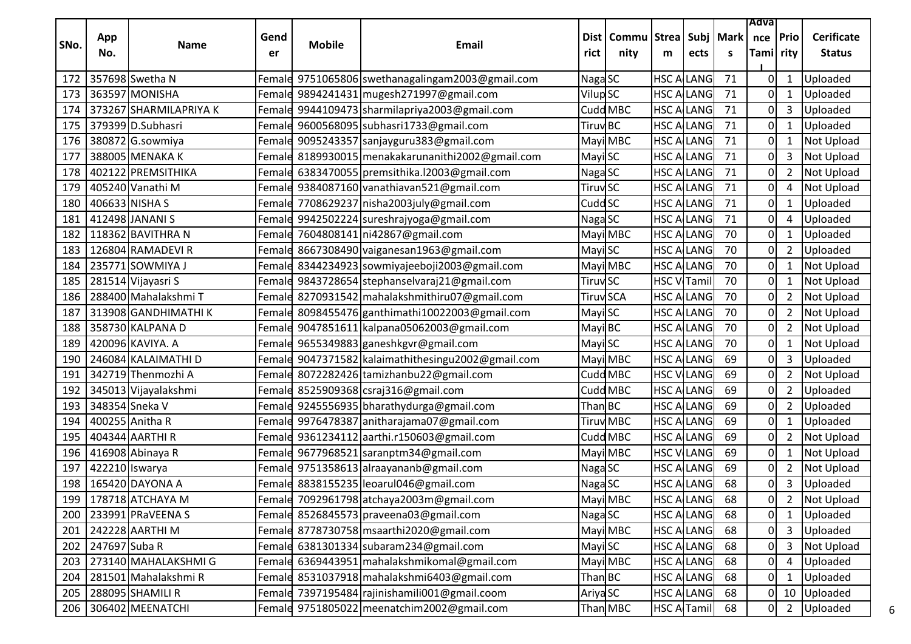| SNo. | App No. | Name | Gender | Mobile | Email | District | Community | Stream | Subjects | Marks | Advance Tamil | Priority | Cerificate Status |
|---|---|---|---|---|---|---|---|---|---|---|---|---|---|
| 172 | 357698 | Swetha N | Female | 9751065806 | swethanagalingam2003@gmail.com | Naga | SC | HSC A | LANG | 71 | 0 | 1 | Uploaded |
| 173 | 363597 | MONISHA | Female | 9894241431 | mugesh271997@gmail.com | Vilup | SC | HSC A | LANG | 71 | 0 | 1 | Uploaded |
| 174 | 373267 | SHARMILAPRIYA K | Female | 9944109473 | sharmilapriya2003@gmail.com | Cudd | MBC | HSC A | LANG | 71 | 0 | 3 | Uploaded |
| 175 | 379399 | D.Subhasri | Female | 9600568095 | subhasri1733@gmail.com | Tiruv | BC | HSC A | LANG | 71 | 0 | 1 | Uploaded |
| 176 | 380872 | G.sowmiya | Female | 9095243357 | sanjayguru383@gmail.com | Mayi | MBC | HSC A | LANG | 71 | 0 | 1 | Not Upload |
| 177 | 388005 | MENAKA K | Female | 8189930015 | menakakarunanithi2002@gmail.com | Mayi | SC | HSC A | LANG | 71 | 0 | 3 | Not Upload |
| 178 | 402122 | PREMSITHIKA | Female | 6383470055 | premsithika.l2003@gmail.com | Naga | SC | HSC A | LANG | 71 | 0 | 2 | Not Upload |
| 179 | 405240 | Vanathi M | Female | 9384087160 | vanathiavan521@gmail.com | Tiruv | SC | HSC A | LANG | 71 | 0 | 4 | Not Upload |
| 180 | 406633 | NISHA S | Female | 7708629237 | nisha2003july@gmail.com | Cudd | SC | HSC A | LANG | 71 | 0 | 1 | Uploaded |
| 181 | 412498 | JANANI S | Female | 9942502224 | sureshrajyoga@gmail.com | Naga | SC | HSC A | LANG | 71 | 0 | 4 | Uploaded |
| 182 | 118362 | BAVITHRA N | Female | 7604808141 | ni42867@gmail.com | Mayi | MBC | HSC A | LANG | 70 | 0 | 1 | Uploaded |
| 183 | 126804 | RAMADEVI R | Female | 8667308490 | vaiganesan1963@gmail.com | Mayi | SC | HSC A | LANG | 70 | 0 | 2 | Uploaded |
| 184 | 235771 | SOWMIYA J | Female | 8344234923 | sowmiyajeeboji2003@gmail.com | Mayi | MBC | HSC A | LANG | 70 | 0 | 1 | Not Upload |
| 185 | 281514 | Vijayasri S | Female | 9843728654 | stephanselvaraj21@gmail.com | Tiruv | SC | HSC V | Tamil | 70 | 0 | 1 | Not Upload |
| 186 | 288400 | Mahalakshmi T | Female | 8270931542 | mahalakshmithiru07@gmail.com | Tiruv | SCA | HSC A | LANG | 70 | 0 | 2 | Not Upload |
| 187 | 313908 | GANDHIMATHI K | Female | 8098455476 | ganthimathi10022003@gmail.com | Mayi | SC | HSC A | LANG | 70 | 0 | 2 | Not Upload |
| 188 | 358730 | KALPANA D | Female | 9047851611 | kalpana05062003@gmail.com | Mayi | BC | HSC A | LANG | 70 | 0 | 2 | Not Upload |
| 189 | 420096 | KAVIYA. A | Female | 9655349883 | ganeshkgvr@gmail.com | Mayi | SC | HSC A | LANG | 70 | 0 | 1 | Not Upload |
| 190 | 246084 | KALAIMATHI D | Female | 9047371582 | kalaimathithesingu2002@gmail.com | Mayi | MBC | HSC A | LANG | 69 | 0 | 3 | Uploaded |
| 191 | 342719 | Thenmozhi A | Female | 8072282426 | tamizhanbu22@gmail.com | Cudd | MBC | HSC V | LANG | 69 | 0 | 2 | Not Upload |
| 192 | 345013 | Vijayalakshmi | Female | 8525909368 | csraj316@gmail.com | Cudd | MBC | HSC A | LANG | 69 | 0 | 2 | Uploaded |
| 193 | 348354 | Sneka V | Female | 9245556935 | bharathydurga@gmail.com | Than | BC | HSC A | LANG | 69 | 0 | 2 | Uploaded |
| 194 | 400255 | Anitha R | Female | 9976478387 | anitharajama07@gmail.com | Tiruv | MBC | HSC A | LANG | 69 | 0 | 1 | Uploaded |
| 195 | 404344 | AARTHI R | Female | 9361234112 | aarthi.r150603@gmail.com | Cudd | MBC | HSC A | LANG | 69 | 0 | 2 | Not Upload |
| 196 | 416908 | Abinaya R | Female | 9677968521 | saranptm34@gmail.com | Mayi | MBC | HSC V | LANG | 69 | 0 | 1 | Not Upload |
| 197 | 422210 | Iswarya | Female | 9751358613 | alraayananb@gmail.com | Naga | SC | HSC A | LANG | 69 | 0 | 2 | Not Upload |
| 198 | 165420 | DAYONA A | Female | 8838155235 | leoarul046@gmail.com | Naga | SC | HSC A | LANG | 68 | 0 | 3 | Uploaded |
| 199 | 178718 | ATCHAYA M | Female | 7092961798 | atchaya2003m@gmail.com | Mayi | MBC | HSC A | LANG | 68 | 0 | 2 | Not Upload |
| 200 | 233991 | PRaVEENA S | Female | 8526845573 | praveena03@gmail.com | Naga | SC | HSC A | LANG | 68 | 0 | 1 | Uploaded |
| 201 | 242228 | AARTHI M | Female | 8778730758 | msaarthi2020@gmail.com | Mayi | MBC | HSC A | LANG | 68 | 0 | 3 | Uploaded |
| 202 | 247697 | Suba R | Female | 6381301334 | subaram234@gmail.com | Mayi | SC | HSC A | LANG | 68 | 0 | 3 | Not Upload |
| 203 | 273140 | MAHALAKSHMI G | Female | 6369443951 | mahalakshmikomal@gmail.com | Mayi | MBC | HSC A | LANG | 68 | 0 | 4 | Uploaded |
| 204 | 281501 | Mahalakshmi R | Female | 8531037918 | mahalakshmi6403@gmail.com | Than | BC | HSC A | LANG | 68 | 0 | 1 | Uploaded |
| 205 | 288095 | SHAMILI R | Female | 7397195484 | rajinishamili001@gmail.coom | Ariya | SC | HSC A | LANG | 68 | 0 | 10 | Uploaded |
| 206 | 306402 | MEENATCHI | Female | 9751805022 | meenatchim2002@gmail.com | Than | MBC | HSC A | Tamil | 68 | 0 | 2 | Uploaded |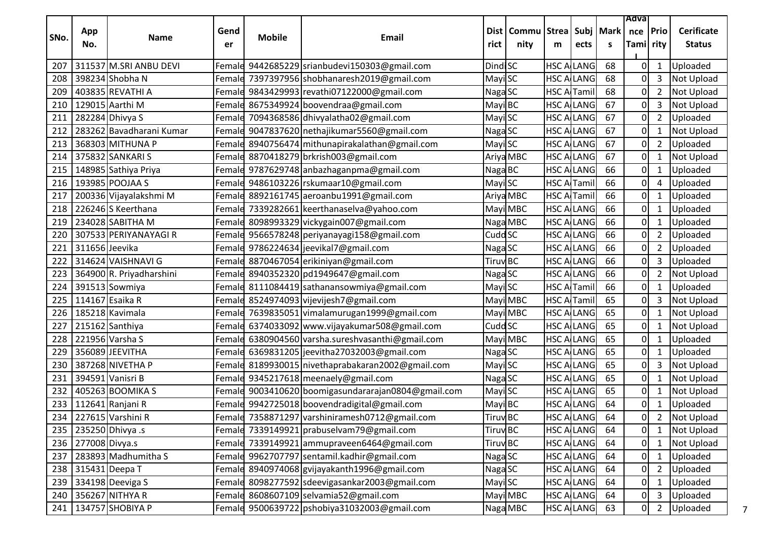| SNo. | App No. | Name | Gender | Mobile | Email | District | Community | Stream | Subjects | Marks | Advance Tamil | Priority | Cerificate Status |
|---|---|---|---|---|---|---|---|---|---|---|---|---|---|
| 207 | 311537 | M.SRI ANBU DEVI | Female | 9442685229 | srianbudevi150303@gmail.com | Dind | SC | HSC A | LANG | 68 | 0 | 1 | Uploaded |
| 208 | 398234 | Shobha N | Female | 7397397956 | shobhanaresh2019@gmail.com | Mayi | SC | HSC A | LANG | 68 | 0 | 3 | Not Upload |
| 209 | 403835 | REVATHI A | Female | 9843429993 | revathi07122000@gmail.com | Naga | SC | HSC A | Tamil | 68 | 0 | 2 | Not Upload |
| 210 | 129015 | Aarthi M | Female | 8675349924 | boovendraa@gmail.com | Mayi | BC | HSC A | LANG | 67 | 0 | 3 | Not Upload |
| 211 | 282284 | Dhivya S | Female | 7094368586 | dhivyalatha02@gmail.com | Mayi | SC | HSC A | LANG | 67 | 0 | 2 | Uploaded |
| 212 | 283262 | Bavadharani Kumar | Female | 9047837620 | nethajikumar5560@gmail.com | Naga | SC | HSC A | LANG | 67 | 0 | 1 | Not Upload |
| 213 | 368303 | MITHUNA P | Female | 8940756474 | mithunapirakalathan@gmail.com | Mayi | SC | HSC A | LANG | 67 | 0 | 2 | Uploaded |
| 214 | 375832 | SANKARI S | Female | 8870418279 | brkrish003@gmail.com | Ariya | MBC | HSC A | LANG | 67 | 0 | 1 | Not Upload |
| 215 | 148985 | Sathiya Priya | Female | 9787629748 | anbazhaganpma@gmail.com | Naga | BC | HSC A | LANG | 66 | 0 | 1 | Uploaded |
| 216 | 193985 | POOJAA S | Female | 9486103226 | rskumaar10@gmail.com | Mayi | SC | HSC A | Tamil | 66 | 0 | 4 | Uploaded |
| 217 | 200336 | Vijayalakshmi M | Female | 8892161745 | aeroanbu1991@gmail.com | Ariya | MBC | HSC A | Tamil | 66 | 0 | 1 | Uploaded |
| 218 | 226246 | S Keerthana | Female | 7339282661 | keerthanaselva@yahoo.com | Mayi | MBC | HSC A | LANG | 66 | 0 | 1 | Uploaded |
| 219 | 234028 | SABITHA M | Female | 8098993329 | vickygain007@gmail.com | Naga | MBC | HSC A | LANG | 66 | 0 | 1 | Uploaded |
| 220 | 307533 | PERIYANAYAGI R | Female | 9566578248 | periyanayagi158@gmail.com | Cudd | SC | HSC A | LANG | 66 | 0 | 2 | Uploaded |
| 221 | 311656 | Jeevika | Female | 9786224634 | jeevikal7@gmail.com | Naga | SC | HSC A | LANG | 66 | 0 | 2 | Uploaded |
| 222 | 314624 | VAISHNAVI G | Female | 8870467054 | erikiniyan@gmail.com | Tiruv | BC | HSC A | LANG | 66 | 0 | 3 | Uploaded |
| 223 | 364900 | R. Priyadharshini | Female | 8940352320 | pd1949647@gmail.com | Naga | SC | HSC A | LANG | 66 | 0 | 2 | Not Upload |
| 224 | 391513 | Sowmiya | Female | 8111084419 | sathanansowmiya@gmail.com | Mayi | SC | HSC A | Tamil | 66 | 0 | 1 | Uploaded |
| 225 | 114167 | Esaika R | Female | 8524974093 | vijevijesh7@gmail.com | Mayi | MBC | HSC A | Tamil | 65 | 0 | 3 | Not Upload |
| 226 | 185218 | Kavimala | Female | 7639835051 | vimalamurugan1999@gmail.com | Mayi | MBC | HSC A | LANG | 65 | 0 | 1 | Not Upload |
| 227 | 215162 | Santhiya | Female | 6374033092 | www.vijayakumar508@gmail.com | Cudd | SC | HSC A | LANG | 65 | 0 | 1 | Not Upload |
| 228 | 221956 | Varsha S | Female | 6380904560 | varsha.sureshvasanthi@gmail.com | Mayi | MBC | HSC A | LANG | 65 | 0 | 1 | Uploaded |
| 229 | 356089 | JEEVITHA | Female | 6369831205 | jeevitha27032003@gmail.com | Naga | SC | HSC A | LANG | 65 | 0 | 1 | Uploaded |
| 230 | 387268 | NIVETHA P | Female | 8189930015 | nivethaprabakaran2002@gmail.com | Mayi | SC | HSC A | LANG | 65 | 0 | 3 | Not Upload |
| 231 | 394591 | Vanisri B | Female | 9345217618 | meenaely@gmail.com | Naga | SC | HSC A | LANG | 65 | 0 | 1 | Not Upload |
| 232 | 405263 | BOOMIKA S | Female | 9003410620 | boomigasundararajan0804@gmail.com | Mayi | SC | HSC A | LANG | 65 | 0 | 1 | Not Upload |
| 233 | 112641 | Ranjani R | Female | 9942725018 | boovendradigital@gmail.com | Mayi | BC | HSC A | LANG | 64 | 0 | 1 | Uploaded |
| 234 | 227615 | Varshini R | Female | 7358871297 | varshiniramesh0712@gmail.com | Tiruv | BC | HSC A | LANG | 64 | 0 | 2 | Not Upload |
| 235 | 235250 | Dhivya .s | Female | 7339149921 | prabuselvam79@gmail.com | Tiruv | BC | HSC A | LANG | 64 | 0 | 1 | Not Upload |
| 236 | 277008 | Divya.s | Female | 7339149921 | ammupraveen6464@gmail.com | Tiruv | BC | HSC A | LANG | 64 | 0 | 1 | Not Upload |
| 237 | 283893 | Madhumitha S | Female | 9962707797 | sentamil.kadhir@gmail.com | Naga | SC | HSC A | LANG | 64 | 0 | 1 | Uploaded |
| 238 | 315431 | Deepa T | Female | 8940974068 | gvijayakanth1996@gmail.com | Naga | SC | HSC A | LANG | 64 | 0 | 2 | Uploaded |
| 239 | 334198 | Deeviga S | Female | 8098277592 | sdeevigasankar2003@gmail.com | Mayi | SC | HSC A | LANG | 64 | 0 | 1 | Uploaded |
| 240 | 356267 | NITHYA R | Female | 8608607109 | selvamia52@gmail.com | Mayi | MBC | HSC A | LANG | 64 | 0 | 3 | Uploaded |
| 241 | 134757 | SHOBIYA P | Female | 9500639722 | pshobiya31032003@gmail.com | Naga | MBC | HSC A | LANG | 63 | 0 | 2 | Uploaded |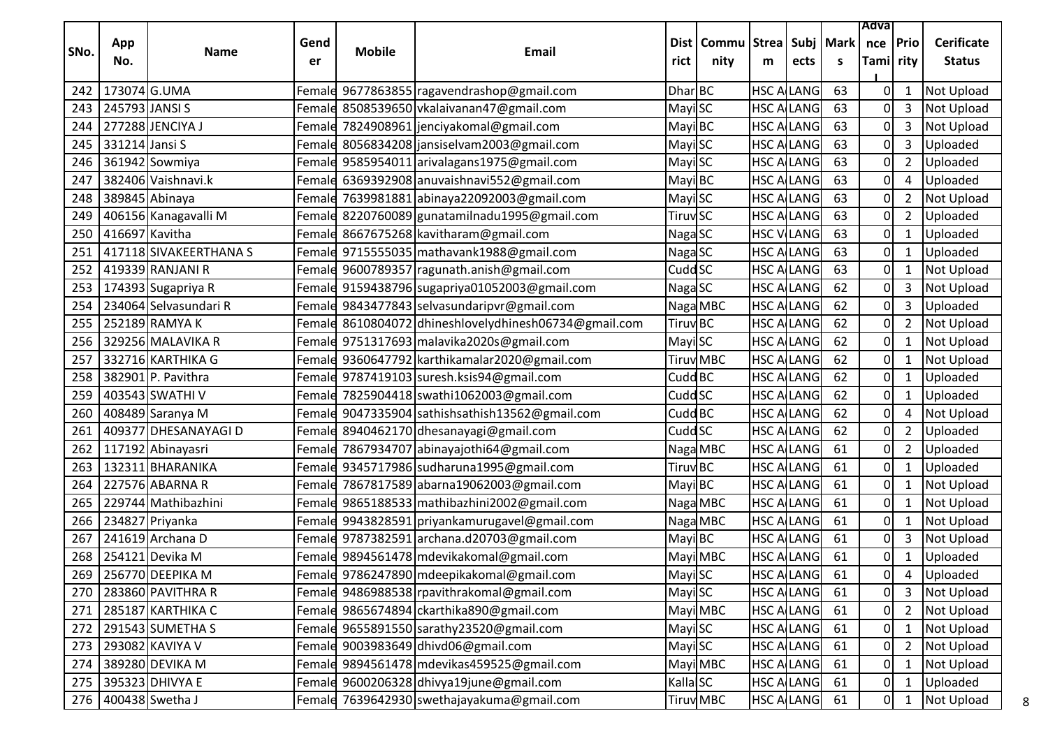| SNo. | App No. | Name | Gender | Mobile | Email | District | Community | Stream | Subjects | Marks | Advance Tamil | Priority | Cerificate Status |
|---|---|---|---|---|---|---|---|---|---|---|---|---|---|
| 242 | 173074 | G.UMA | Female | 9677863855 | ragavendrashop@gmail.com | Dhar | BC | HSC A | LANG | 63 | 0 | 1 | Not Upload |
| 243 | 245793 | JANSI S | Female | 8508539650 | vkalaivanan47@gmail.com | Mayi | SC | HSC A | LANG | 63 | 0 | 3 | Not Upload |
| 244 | 277288 | JENCIYA J | Female | 7824908961 | jenciyakomal@gmail.com | Mayi | BC | HSC A | LANG | 63 | 0 | 3 | Not Upload |
| 245 | 331214 | Jansi S | Female | 8056834208 | jansiselvam2003@gmail.com | Mayi | SC | HSC A | LANG | 63 | 0 | 3 | Uploaded |
| 246 | 361942 | Sowmiya | Female | 9585954011 | arivalagans1975@gmail.com | Mayi | SC | HSC A | LANG | 63 | 0 | 2 | Uploaded |
| 247 | 382406 | Vaishnavi.k | Female | 6369392908 | anuvaishnavi552@gmail.com | Mayi | BC | HSC A | LANG | 63 | 0 | 4 | Uploaded |
| 248 | 389845 | Abinaya | Female | 7639981881 | abinaya22092003@gmail.com | Mayi | SC | HSC A | LANG | 63 | 0 | 2 | Not Upload |
| 249 | 406156 | Kanagavalli M | Female | 8220760089 | gunatamilnadu1995@gmail.com | Tiruv | SC | HSC A | LANG | 63 | 0 | 2 | Uploaded |
| 250 | 416697 | Kavitha | Female | 8667675268 | kavitharam@gmail.com | Naga | SC | HSC V | LANG | 63 | 0 | 1 | Uploaded |
| 251 | 417118 | SIVAKEERTHANA S | Female | 9715555035 | mathavank1988@gmail.com | Naga | SC | HSC A | LANG | 63 | 0 | 1 | Uploaded |
| 252 | 419339 | RANJANI R | Female | 9600789357 | ragunath.anish@gmail.com | Cudd | SC | HSC A | LANG | 63 | 0 | 1 | Not Upload |
| 253 | 174393 | Sugapriya R | Female | 9159438796 | sugapriya01052003@gmail.com | Naga | SC | HSC A | LANG | 62 | 0 | 3 | Not Upload |
| 254 | 234064 | Selvasundari R | Female | 9843477843 | selvasundaripvr@gmail.com | Naga | MBC | HSC A | LANG | 62 | 0 | 3 | Uploaded |
| 255 | 252189 | RAMYA K | Female | 8610804072 | dhineshlovelydhinesh06734@gmail.com | Tiruv | BC | HSC A | LANG | 62 | 0 | 2 | Not Upload |
| 256 | 329256 | MALAVIKA R | Female | 9751317693 | malavika2020s@gmail.com | Mayi | SC | HSC A | LANG | 62 | 0 | 1 | Not Upload |
| 257 | 332716 | KARTHIKA G | Female | 9360647792 | karthikamalar2020@gmail.com | Tiruv | MBC | HSC A | LANG | 62 | 0 | 1 | Not Upload |
| 258 | 382901 | P. Pavithra | Female | 9787419103 | suresh.ksis94@gmail.com | Cudd | BC | HSC A | LANG | 62 | 0 | 1 | Uploaded |
| 259 | 403543 | SWATHI V | Female | 7825904418 | swathi1062003@gmail.com | Cudd | SC | HSC A | LANG | 62 | 0 | 1 | Uploaded |
| 260 | 408489 | Saranya M | Female | 9047335904 | sathishsathish13562@gmail.com | Cudd | BC | HSC A | LANG | 62 | 0 | 4 | Not Upload |
| 261 | 409377 | DHESANAYAGI D | Female | 8940462170 | dhesanayagi@gmail.com | Cudd | SC | HSC A | LANG | 62 | 0 | 2 | Uploaded |
| 262 | 117192 | Abinayasri | Female | 7867934707 | abinayajothi64@gmail.com | Naga | MBC | HSC A | LANG | 61 | 0 | 2 | Uploaded |
| 263 | 132311 | BHARANIKA | Female | 9345717986 | sudharuna1995@gmail.com | Tiruv | BC | HSC A | LANG | 61 | 0 | 1 | Uploaded |
| 264 | 227576 | ABARNA R | Female | 7867817589 | abarna19062003@gmail.com | Mayi | BC | HSC A | LANG | 61 | 0 | 1 | Not Upload |
| 265 | 229744 | Mathibazhini | Female | 9865188533 | mathibazhini2002@gmail.com | Naga | MBC | HSC A | LANG | 61 | 0 | 1 | Not Upload |
| 266 | 234827 | Priyanka | Female | 9943828591 | priyankamurugavel@gmail.com | Naga | MBC | HSC A | LANG | 61 | 0 | 1 | Not Upload |
| 267 | 241619 | Archana D | Female | 9787382591 | archana.d20703@gmail.com | Mayi | BC | HSC A | LANG | 61 | 0 | 3 | Not Upload |
| 268 | 254121 | Devika M | Female | 9894561478 | mdevikakomal@gmail.com | Mayi | MBC | HSC A | LANG | 61 | 0 | 1 | Uploaded |
| 269 | 256770 | DEEPIKA M | Female | 9786247890 | mdeepikakomal@gmail.com | Mayi | SC | HSC A | LANG | 61 | 0 | 4 | Uploaded |
| 270 | 283860 | PAVITHRA R | Female | 9486988538 | rpavithrakomal@gmail.com | Mayi | SC | HSC A | LANG | 61 | 0 | 3 | Not Upload |
| 271 | 285187 | KARTHIKA C | Female | 9865674894 | ckarthika890@gmail.com | Mayi | MBC | HSC A | LANG | 61 | 0 | 2 | Not Upload |
| 272 | 291543 | SUMETHA S | Female | 9655891550 | sarathy23520@gmail.com | Mayi | SC | HSC A | LANG | 61 | 0 | 1 | Not Upload |
| 273 | 293082 | KAVIYA V | Female | 9003983649 | dhivd06@gmail.com | Mayi | SC | HSC A | LANG | 61 | 0 | 2 | Not Upload |
| 274 | 389280 | DEVIKA M | Female | 9894561478 | mdevikas459525@gmail.com | Mayi | MBC | HSC A | LANG | 61 | 0 | 1 | Not Upload |
| 275 | 395323 | DHIVYA E | Female | 9600206328 | dhivya19june@gmail.com | Kalla | SC | HSC A | LANG | 61 | 0 | 1 | Uploaded |
| 276 | 400438 | Swetha J | Female | 7639642930 | swethajayakuma@gmail.com | Tiruv | MBC | HSC A | LANG | 61 | 0 | 1 | Not Upload |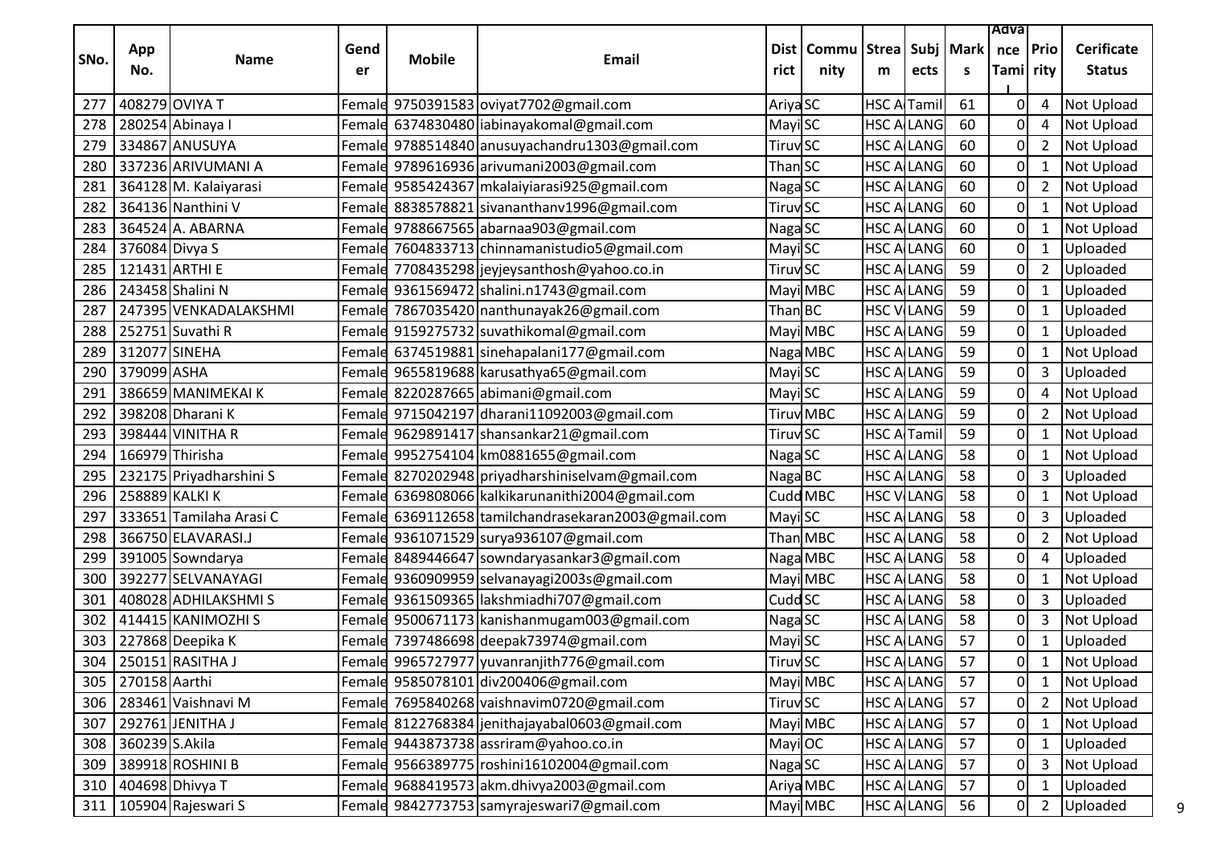| SNo. | App No. | Name | Gender | Mobile | Email | District | Community | Stream | Subjects | Marks | Advance Tamil | Priority | Cerificate Status |
|---|---|---|---|---|---|---|---|---|---|---|---|---|---|
| 277 | 408279 | OVIYA T | Female | 9750391583 | oviyat7702@gmail.com | Ariya | SC | HSC A | Tamil | 61 | 0 | 4 | Not Upload |
| 278 | 280254 | Abinaya I | Female | 6374830480 | iabinayakomal@gmail.com | Mayi | SC | HSC A | LANG | 60 | 0 | 4 | Not Upload |
| 279 | 334867 | ANUSUYA | Female | 9788514840 | anusuyachandru1303@gmail.com | Tiruv | SC | HSC A | LANG | 60 | 0 | 2 | Not Upload |
| 280 | 337236 | ARIVUMANI A | Female | 9789616936 | arivumani2003@gmail.com | Than | SC | HSC A | LANG | 60 | 0 | 1 | Not Upload |
| 281 | 364128 | M. Kalaiyarasi | Female | 9585424367 | mkalaiyiarasi925@gmail.com | Naga | SC | HSC A | LANG | 60 | 0 | 2 | Not Upload |
| 282 | 364136 | Nanthini V | Female | 8838578821 | sivananthanv1996@gmail.com | Tiruv | SC | HSC A | LANG | 60 | 0 | 1 | Not Upload |
| 283 | 364524 | A. ABARNA | Female | 9788667565 | abarnaa903@gmail.com | Naga | SC | HSC A | LANG | 60 | 0 | 1 | Not Upload |
| 284 | 376084 | Divya S | Female | 7604833713 | chinnamanistudio5@gmail.com | Mayi | SC | HSC A | LANG | 60 | 0 | 1 | Uploaded |
| 285 | 121431 | ARTHI E | Female | 7708435298 | jeyjeysanthosh@yahoo.co.in | Tiruv | SC | HSC A | LANG | 59 | 0 | 2 | Uploaded |
| 286 | 243458 | Shalini N | Female | 9361569472 | shalini.n1743@gmail.com | Mayi | MBC | HSC A | LANG | 59 | 0 | 1 | Uploaded |
| 287 | 247395 | VENKADALAKSHMI | Female | 7867035420 | nanthunayak26@gmail.com | Than | BC | HSC V | LANG | 59 | 0 | 1 | Uploaded |
| 288 | 252751 | Suvathi R | Female | 9159275732 | suvathikomal@gmail.com | Mayi | MBC | HSC A | LANG | 59 | 0 | 1 | Uploaded |
| 289 | 312077 | SINEHA | Female | 6374519881 | sinehapalani177@gmail.com | Naga | MBC | HSC A | LANG | 59 | 0 | 1 | Not Upload |
| 290 | 379099 | ASHA | Female | 9655819688 | karusathya65@gmail.com | Mayi | SC | HSC A | LANG | 59 | 0 | 3 | Uploaded |
| 291 | 386659 | MANIMEKAI K | Female | 8220287665 | abimani@gmail.com | Mayi | SC | HSC A | LANG | 59 | 0 | 4 | Not Upload |
| 292 | 398208 | Dharani K | Female | 9715042197 | dharani11092003@gmail.com | Tiruv | MBC | HSC A | LANG | 59 | 0 | 2 | Not Upload |
| 293 | 398444 | VINITHA R | Female | 9629891417 | shansankar21@gmail.com | Tiruv | SC | HSC A | Tamil | 59 | 0 | 1 | Not Upload |
| 294 | 166979 | Thirisha | Female | 9952754104 | km0881655@gmail.com | Naga | SC | HSC A | LANG | 58 | 0 | 1 | Not Upload |
| 295 | 232175 | Priyadharshini S | Female | 8270202948 | priyadharshiniselvam@gmail.com | Naga | BC | HSC A | LANG | 58 | 0 | 3 | Uploaded |
| 296 | 258889 | KALKI K | Female | 6369808066 | kalkikarunanithi2004@gmail.com | Cudd | MBC | HSC V | LANG | 58 | 0 | 1 | Not Upload |
| 297 | 333651 | Tamilaha Arasi C | Female | 6369112658 | tamilchandrasekaran2003@gmail.com | Mayi | SC | HSC A | LANG | 58 | 0 | 3 | Uploaded |
| 298 | 366750 | ELAVARASI.J | Female | 9361071529 | surya936107@gmail.com | Than | MBC | HSC A | LANG | 58 | 0 | 2 | Not Upload |
| 299 | 391005 | Sowndarya | Female | 8489446647 | sowndaryasankar3@gmail.com | Naga | MBC | HSC A | LANG | 58 | 0 | 4 | Uploaded |
| 300 | 392277 | SELVANAYAGI | Female | 9360909959 | selvanayagi2003s@gmail.com | Mayi | MBC | HSC A | LANG | 58 | 0 | 1 | Not Upload |
| 301 | 408028 | ADHILAKSHMI S | Female | 9361509365 | lakshmiadhi707@gmail.com | Cudd | SC | HSC A | LANG | 58 | 0 | 3 | Uploaded |
| 302 | 414415 | KANIMOZHI S | Female | 9500671173 | kanishanmugam003@gmail.com | Naga | SC | HSC A | LANG | 58 | 0 | 3 | Not Upload |
| 303 | 227868 | Deepika K | Female | 7397486698 | deepak73974@gmail.com | Mayi | SC | HSC A | LANG | 57 | 0 | 1 | Uploaded |
| 304 | 250151 | RASITHA J | Female | 9965727977 | yuvanranjith776@gmail.com | Tiruv | SC | HSC A | LANG | 57 | 0 | 1 | Not Upload |
| 305 | 270158 | Aarthi | Female | 9585078101 | div200406@gmail.com | Mayi | MBC | HSC A | LANG | 57 | 0 | 1 | Not Upload |
| 306 | 283461 | Vaishnavi M | Female | 7695840268 | vaishnavim0720@gmail.com | Tiruv | SC | HSC A | LANG | 57 | 0 | 2 | Not Upload |
| 307 | 292761 | JENITHA J | Female | 8122768384 | jenithajayabal0603@gmail.com | Mayi | MBC | HSC A | LANG | 57 | 0 | 1 | Not Upload |
| 308 | 360239 | S.Akila | Female | 9443873738 | assriram@yahoo.co.in | Mayi | OC | HSC A | LANG | 57 | 0 | 1 | Uploaded |
| 309 | 389918 | ROSHINI B | Female | 9566389775 | roshini16102004@gmail.com | Naga | SC | HSC A | LANG | 57 | 0 | 3 | Not Upload |
| 310 | 404698 | Dhivya T | Female | 9688419573 | akm.dhivya2003@gmail.com | Ariya | MBC | HSC A | LANG | 57 | 0 | 1 | Uploaded |
| 311 | 105904 | Rajeswari S | Female | 9842773753 | samyrajeswari7@gmail.com | Mayi | MBC | HSC A | LANG | 56 | 0 | 2 | Uploaded |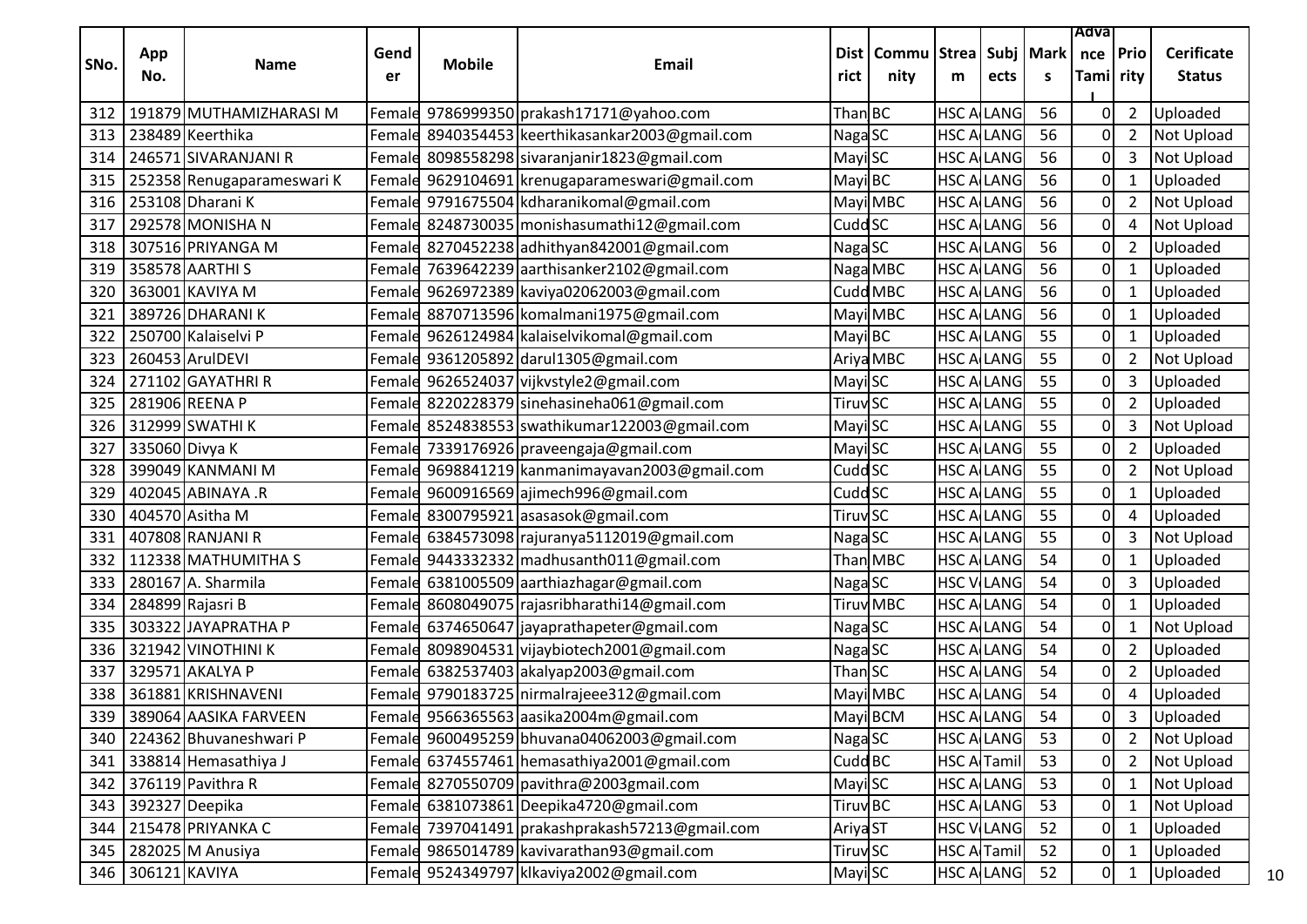| SNo. | App No. | Name | Gender | Mobile | Email | District | Community | Stream | Subjects | Marks | Advance Tamil | Priority | Cerificate Status |
|---|---|---|---|---|---|---|---|---|---|---|---|---|---|
| 312 | 191879 | MUTHAMIZHARASI M | Female | 9786999350 | prakash17171@yahoo.com | Than | BC | HSC A | LANG | 56 | 0 | 2 | Uploaded |
| 313 | 238489 | Keerthika | Female | 8940354453 | keerthikasankar2003@gmail.com | Naga | SC | HSC A | LANG | 56 | 0 | 2 | Not Upload |
| 314 | 246571 | SIVARANJANI R | Female | 8098558298 | sivaranjanir1823@gmail.com | Mayi | SC | HSC A | LANG | 56 | 0 | 3 | Not Upload |
| 315 | 252358 | Renugaparameswari K | Female | 9629104691 | krenugaparameswari@gmail.com | Mayi | BC | HSC A | LANG | 56 | 0 | 1 | Uploaded |
| 316 | 253108 | Dharani K | Female | 9791675504 | kdharanikomal@gmail.com | Mayi | MBC | HSC A | LANG | 56 | 0 | 2 | Not Upload |
| 317 | 292578 | MONISHA N | Female | 8248730035 | monishasumathi12@gmail.com | Cudd | SC | HSC A | LANG | 56 | 0 | 4 | Not Upload |
| 318 | 307516 | PRIYANGA M | Female | 8270452238 | adhithyan842001@gmail.com | Naga | SC | HSC A | LANG | 56 | 0 | 2 | Uploaded |
| 319 | 358578 | AARTHI S | Female | 7639642239 | aarthisanker2102@gmail.com | Naga | MBC | HSC A | LANG | 56 | 0 | 1 | Uploaded |
| 320 | 363001 | KAVIYA M | Female | 9626972389 | kaviya02062003@gmail.com | Cudd | MBC | HSC A | LANG | 56 | 0 | 1 | Uploaded |
| 321 | 389726 | DHARANI K | Female | 8870713596 | komalmani1975@gmail.com | Mayi | MBC | HSC A | LANG | 56 | 0 | 1 | Uploaded |
| 322 | 250700 | Kalaiselvi P | Female | 9626124984 | kalaiselvikomal@gmail.com | Mayi | BC | HSC A | LANG | 55 | 0 | 1 | Uploaded |
| 323 | 260453 | ArulDEVI | Female | 9361205892 | darul1305@gmail.com | Ariya | MBC | HSC A | LANG | 55 | 0 | 2 | Not Upload |
| 324 | 271102 | GAYATHRI R | Female | 9626524037 | vijkvstyle2@gmail.com | Mayi | SC | HSC A | LANG | 55 | 0 | 3 | Uploaded |
| 325 | 281906 | REENA P | Female | 8220228379 | sinehasineha061@gmail.com | Tiruv | SC | HSC A | LANG | 55 | 0 | 2 | Uploaded |
| 326 | 312999 | SWATHI K | Female | 8524838553 | swathikumar122003@gmail.com | Mayi | SC | HSC A | LANG | 55 | 0 | 3 | Not Upload |
| 327 | 335060 | Divya K | Female | 7339176926 | praveengaja@gmail.com | Mayi | SC | HSC A | LANG | 55 | 0 | 2 | Uploaded |
| 328 | 399049 | KANMANI M | Female | 9698841219 | kanmanimayavan2003@gmail.com | Cudd | SC | HSC A | LANG | 55 | 0 | 2 | Not Upload |
| 329 | 402045 | ABINAYA .R | Female | 9600916569 | ajimech996@gmail.com | Cudd | SC | HSC A | LANG | 55 | 0 | 1 | Uploaded |
| 330 | 404570 | Asitha M | Female | 8300795921 | asasasok@gmail.com | Tiruv | SC | HSC A | LANG | 55 | 0 | 4 | Uploaded |
| 331 | 407808 | RANJANI R | Female | 6384573098 | rajuranya5112019@gmail.com | Naga | SC | HSC A | LANG | 55 | 0 | 3 | Not Upload |
| 332 | 112338 | MATHUMITHA S | Female | 9443332332 | madhusanth011@gmail.com | Than | MBC | HSC A | LANG | 54 | 0 | 1 | Uploaded |
| 333 | 280167 | A. Sharmila | Female | 6381005509 | aarthiazhagar@gmail.com | Naga | SC | HSC V | LANG | 54 | 0 | 3 | Uploaded |
| 334 | 284899 | Rajasri B | Female | 8608049075 | rajasribharathi14@gmail.com | Tiruv | MBC | HSC A | LANG | 54 | 0 | 1 | Uploaded |
| 335 | 303322 | JAYAPRATHA P | Female | 6374650647 | jayaprathapeter@gmail.com | Naga | SC | HSC A | LANG | 54 | 0 | 1 | Not Upload |
| 336 | 321942 | VINOTHINI K | Female | 8098904531 | vijaybiotech2001@gmail.com | Naga | SC | HSC A | LANG | 54 | 0 | 2 | Uploaded |
| 337 | 329571 | AKALYA P | Female | 6382537403 | akalyap2003@gmail.com | Than | SC | HSC A | LANG | 54 | 0 | 2 | Uploaded |
| 338 | 361881 | KRISHNAVENI | Female | 9790183725 | nirmalrajeee312@gmail.com | Mayi | MBC | HSC A | LANG | 54 | 0 | 4 | Uploaded |
| 339 | 389064 | AASIKA FARVEEN | Female | 9566365563 | aasika2004m@gmail.com | Mayi | BCM | HSC A | LANG | 54 | 0 | 3 | Uploaded |
| 340 | 224362 | Bhuvaneshwari P | Female | 9600495259 | bhuvana04062003@gmail.com | Naga | SC | HSC A | LANG | 53 | 0 | 2 | Not Upload |
| 341 | 338814 | Hemasathiya J | Female | 6374557461 | hemasathiya2001@gmail.com | Cudd | BC | HSC A | Tamil | 53 | 0 | 2 | Not Upload |
| 342 | 376119 | Pavithra R | Female | 8270550709 | pavithra@2003gmail.com | Mayi | SC | HSC A | LANG | 53 | 0 | 1 | Not Upload |
| 343 | 392327 | Deepika | Female | 6381073861 | Deepika4720@gmail.com | Tiruv | BC | HSC A | LANG | 53 | 0 | 1 | Not Upload |
| 344 | 215478 | PRIYANKA C | Female | 7397041491 | prakashprakash57213@gmail.com | Ariya | ST | HSC V | LANG | 52 | 0 | 1 | Uploaded |
| 345 | 282025 | M Anusiya | Female | 9865014789 | kavivarathan93@gmail.com | Tiruv | SC | HSC A | Tamil | 52 | 0 | 1 | Uploaded |
| 346 | 306121 | KAVIYA | Female | 9524349797 | klkaviya2002@gmail.com | Mayi | SC | HSC A | LANG | 52 | 0 | 1 | Uploaded |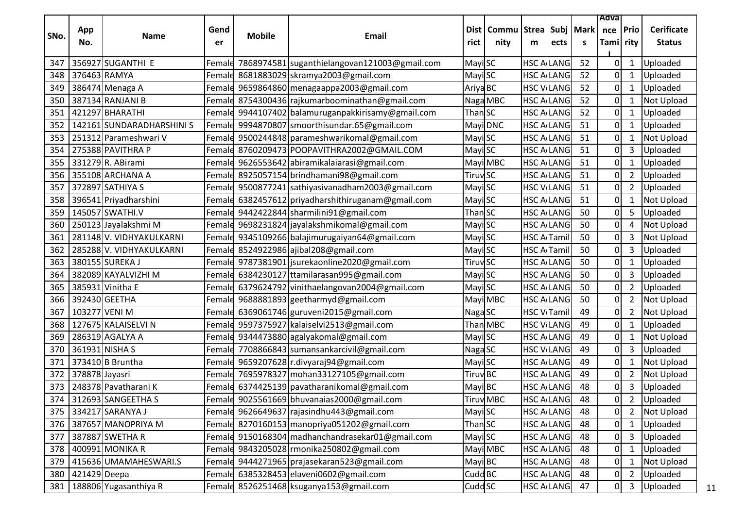| SNo. | App No. | Name | Gender | Mobile | Email | District | Community | Stream | Subjects | Marks | Advance Tamil | Priority | Cerificate Status |
|---|---|---|---|---|---|---|---|---|---|---|---|---|---|
| 347 | 356927 | SUGANTHI E | Female | 7868974581 | suganthielangovan121003@gmail.com | Mayi | SC | HSC A | LANG | 52 | 0 | 1 | Uploaded |
| 348 | 376463 | RAMYA | Female | 8681883029 | skramya2003@gmail.com | Mayi | SC | HSC A | LANG | 52 | 0 | 1 | Uploaded |
| 349 | 386474 | Menaga A | Female | 9659864860 | menagaappa2003@gmail.com | Ariya | BC | HSC V | LANG | 52 | 0 | 1 | Uploaded |
| 350 | 387134 | RANJANI B | Female | 8754300436 | rajkumarboominathan@gmail.com | Naga | MBC | HSC A | LANG | 52 | 0 | 1 | Not Upload |
| 351 | 421297 | BHARATHI | Female | 9944107402 | balamuruganpakkirisamy@gmail.com | Than | SC | HSC A | LANG | 52 | 0 | 1 | Uploaded |
| 352 | 142161 | SUNDARADHARSHINI S | Female | 9994870807 | smoorthisundar.65@gmail.com | Mayi | DNC | HSC A | LANG | 51 | 0 | 1 | Uploaded |
| 353 | 251312 | Parameshwari V | Female | 9500244848 | parameshwarikomal@gmail.com | Mayi | SC | HSC A | LANG | 51 | 0 | 1 | Not Upload |
| 354 | 275388 | PAVITHRA P | Female | 8760209473 | POOPAVITHRA2002@GMAIL.COM | Mayi | SC | HSC A | LANG | 51 | 0 | 3 | Uploaded |
| 355 | 331279 | R. ABirami | Female | 9626553642 | abiramikalaiarasi@gmail.com | Mayi | MBC | HSC A | LANG | 51 | 0 | 1 | Uploaded |
| 356 | 355108 | ARCHANA A | Female | 8925057154 | brindhamani98@gmail.com | Tiruv | SC | HSC A | LANG | 51 | 0 | 2 | Uploaded |
| 357 | 372897 | SATHIYA S | Female | 9500877241 | sathiyasivanadham2003@gmail.com | Mayi | SC | HSC V | LANG | 51 | 0 | 2 | Uploaded |
| 358 | 396541 | Priyadharshini | Female | 6382457612 | priyadharshithiruganam@gmail.com | Mayi | SC | HSC A | LANG | 51 | 0 | 1 | Not Upload |
| 359 | 145057 | SWATHI.V | Female | 9442422844 | sharmilini91@gmail.com | Than | SC | HSC A | LANG | 50 | 0 | 5 | Uploaded |
| 360 | 250123 | Jayalakshmi M | Female | 9698231824 | jayalakshmikomal@gmail.com | Mayi | SC | HSC A | LANG | 50 | 0 | 4 | Not Upload |
| 361 | 281148 | V. VIDHYAKULKARNI | Female | 9345109266 | balajimurugaiyan64@gmail.com | Mayi | SC | HSC A | Tamil | 50 | 0 | 3 | Not Upload |
| 362 | 285288 | V. VIDHYAKULKARNI | Female | 8524922986 | ajibal208@gmail.com | Mayi | SC | HSC A | Tamil | 50 | 0 | 3 | Uploaded |
| 363 | 380155 | SUREKA J | Female | 9787381901 | jsurekaonline2020@gmail.com | Tiruv | SC | HSC A | LANG | 50 | 0 | 1 | Uploaded |
| 364 | 382089 | KAYALVIZHI M | Female | 6384230127 | ttamilarasan995@gmail.com | Mayi | SC | HSC A | LANG | 50 | 0 | 3 | Uploaded |
| 365 | 385931 | Vinitha E | Female | 6379624792 | vinithaelangovan2004@gmail.com | Mayi | SC | HSC A | LANG | 50 | 0 | 2 | Uploaded |
| 366 | 392430 | GEETHA | Female | 9688881893 | geetharmyd@gmail.com | Mayi | MBC | HSC A | LANG | 50 | 0 | 2 | Not Upload |
| 367 | 103277 | VENI M | Female | 6369061746 | guruveni2015@gmail.com | Naga | SC | HSC V | Tamil | 49 | 0 | 2 | Not Upload |
| 368 | 127675 | KALAISELVI N | Female | 9597375927 | kalaiselvi2513@gmail.com | Than | MBC | HSC V | LANG | 49 | 0 | 1 | Uploaded |
| 369 | 286319 | AGALYA A | Female | 9344473880 | agalyakomal@gmail.com | Mayi | SC | HSC A | LANG | 49 | 0 | 1 | Not Upload |
| 370 | 361931 | NISHA S | Female | 7708866843 | sumansankarcivil@gmail.com | Naga | SC | HSC V | LANG | 49 | 0 | 3 | Uploaded |
| 371 | 373410 | B Bruntha | Female | 9659207628 | r.divyaraj94@gmail.com | Mayi | SC | HSC A | LANG | 49 | 0 | 1 | Not Upload |
| 372 | 378878 | Jayasri | Female | 7695978327 | mohan33127105@gmail.com | Tiruv | BC | HSC A | LANG | 49 | 0 | 2 | Not Upload |
| 373 | 248378 | Pavatharani K | Female | 6374425139 | pavatharanikomal@gmail.com | Mayi | BC | HSC A | LANG | 48 | 0 | 3 | Uploaded |
| 374 | 312693 | SANGEETHA S | Female | 9025561669 | bhuvanaias2000@gmail.com | Tiruv | MBC | HSC A | LANG | 48 | 0 | 2 | Uploaded |
| 375 | 334217 | SARANYA J | Female | 9626649637 | rajasindhu443@gmail.com | Mayi | SC | HSC A | LANG | 48 | 0 | 2 | Not Upload |
| 376 | 387657 | MANOPRIYA M | Female | 8270160153 | manopriya051202@gmail.com | Than | SC | HSC A | LANG | 48 | 0 | 1 | Uploaded |
| 377 | 387887 | SWETHA R | Female | 9150168304 | madhanchandrasekar01@gmail.com | Mayi | SC | HSC A | LANG | 48 | 0 | 3 | Uploaded |
| 378 | 400991 | MONIKA R | Female | 9843205028 | rmonika250802@gmail.com | Mayi | MBC | HSC A | LANG | 48 | 0 | 1 | Uploaded |
| 379 | 415636 | UMAMAHESWARI.S | Female | 9444271965 | prajasekaran523@gmail.com | Mayi | BC | HSC A | LANG | 48 | 0 | 1 | Not Upload |
| 380 | 421429 | Deepa | Female | 6385328453 | elaveni0602@gmail.com | Cudd | BC | HSC A | LANG | 48 | 0 | 2 | Uploaded |
| 381 | 188806 | Yugasanthiya R | Female | 8526251468 | ksuganya153@gmail.com | Cudd | SC | HSC A | LANG | 47 | 0 | 3 | Uploaded |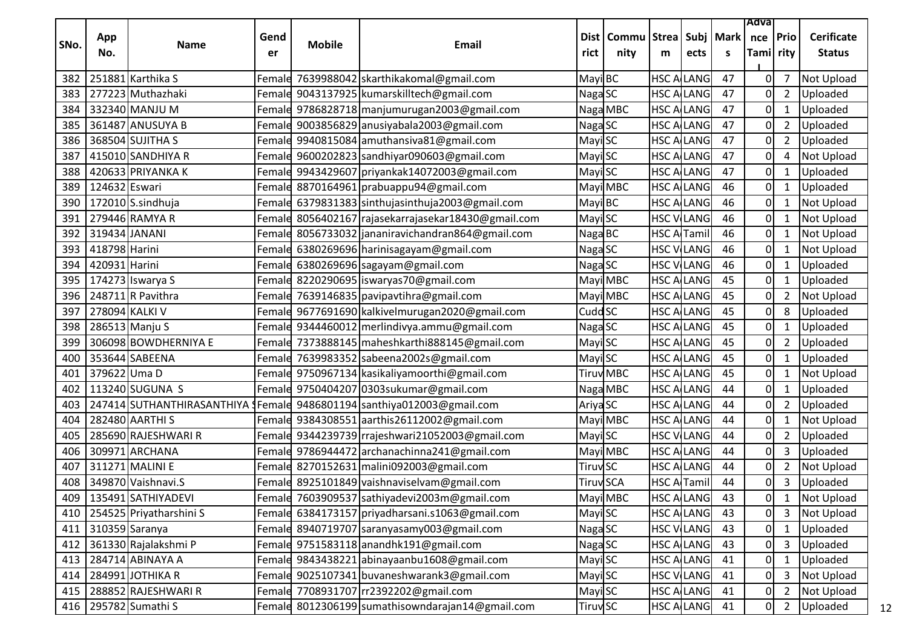| SNo. | App No. | Name | Gender | Mobile | Email | District | Community | Stream | Subjects | Marks | Advance Tamil | Priority | Cerificate Status |
|---|---|---|---|---|---|---|---|---|---|---|---|---|---|
| 382 | 251881 | Karthika S | Female | 7639988042 | skarthikakomal@gmail.com | Mayi | BC | HSC A | LANG | 47 | 0 | 7 | Not Upload |
| 383 | 277223 | Muthazhaki | Female | 9043137925 | kumarskilltech@gmail.com | Naga | SC | HSC A | LANG | 47 | 0 | 2 | Uploaded |
| 384 | 332340 | MANJU M | Female | 9786828718 | manjumurugan2003@gmail.com | Naga | MBC | HSC A | LANG | 47 | 0 | 1 | Uploaded |
| 385 | 361487 | ANUSUYA B | Female | 9003856829 | anusiyabala2003@gmail.com | Naga | SC | HSC A | LANG | 47 | 0 | 2 | Uploaded |
| 386 | 368504 | SUJITHA S | Female | 9940815084 | amuthansiva81@gmail.com | Mayi | SC | HSC A | LANG | 47 | 0 | 2 | Uploaded |
| 387 | 415010 | SANDHIYA R | Female | 9600202823 | sandhiyar090603@gmail.com | Mayi | SC | HSC A | LANG | 47 | 0 | 4 | Not Upload |
| 388 | 420633 | PRIYANKA K | Female | 9943429607 | priyankak14072003@gmail.com | Mayi | SC | HSC A | LANG | 47 | 0 | 1 | Uploaded |
| 389 | 124632 | Eswari | Female | 8870164961 | prabuappu94@gmail.com | Mayi | MBC | HSC A | LANG | 46 | 0 | 1 | Uploaded |
| 390 | 172010 | S.sindhuja | Female | 6379831383 | sinthujasinthuja2003@gmail.com | Mayi | BC | HSC A | LANG | 46 | 0 | 1 | Not Upload |
| 391 | 279446 | RAMYA R | Female | 8056402167 | rajasekarrajasekar18430@gmail.com | Mayi | SC | HSC V | LANG | 46 | 0 | 1 | Not Upload |
| 392 | 319434 | JANANI | Female | 8056733032 | jananiravichandran864@gmail.com | Naga | BC | HSC A | Tamil | 46 | 0 | 1 | Not Upload |
| 393 | 418798 | Harini | Female | 6380269696 | harinisagayam@gmail.com | Naga | SC | HSC V | LANG | 46 | 0 | 1 | Not Upload |
| 394 | 420931 | Harini | Female | 6380269696 | sagayam@gmail.com | Naga | SC | HSC V | LANG | 46 | 0 | 1 | Uploaded |
| 395 | 174273 | Iswarya S | Female | 8220290695 | iswaryas70@gmail.com | Mayi | MBC | HSC A | LANG | 45 | 0 | 1 | Uploaded |
| 396 | 248711 | R Pavithra | Female | 7639146835 | pavipavtihra@gmail.com | Mayi | MBC | HSC A | LANG | 45 | 0 | 2 | Not Upload |
| 397 | 278094 | KALKI V | Female | 9677691690 | kalkivelmurugan2020@gmail.com | Cudd | SC | HSC A | LANG | 45 | 0 | 8 | Uploaded |
| 398 | 286513 | Manju S | Female | 9344460012 | merlindivya.ammu@gmail.com | Naga | SC | HSC A | LANG | 45 | 0 | 1 | Uploaded |
| 399 | 306098 | BOWDHERNIYA E | Female | 7373888145 | maheshkarthi888145@gmail.com | Mayi | SC | HSC A | LANG | 45 | 0 | 2 | Uploaded |
| 400 | 353644 | SABEENA | Female | 7639983352 | sabeena2002s@gmail.com | Mayi | SC | HSC A | LANG | 45 | 0 | 1 | Uploaded |
| 401 | 379622 | Uma D | Female | 9750967134 | kasikaliyamoorthi@gmail.com | Tiruv | MBC | HSC A | LANG | 45 | 0 | 1 | Not Upload |
| 402 | 113240 | SUGUNA S | Female | 9750404207 | 0303sukumar@gmail.com | Naga | MBC | HSC A | LANG | 44 | 0 | 1 | Uploaded |
| 403 | 247414 | SUTHANTHIRASANTHIYA S | Female | 9486801194 | santhiya012003@gmail.com | Ariya | SC | HSC A | LANG | 44 | 0 | 2 | Uploaded |
| 404 | 282480 | AARTHI S | Female | 9384308551 | aarthis26112002@gmail.com | Mayi | MBC | HSC A | LANG | 44 | 0 | 1 | Not Upload |
| 405 | 285690 | RAJESHWARI R | Female | 9344239739 | rrajeshwari21052003@gmail.com | Mayi | SC | HSC V | LANG | 44 | 0 | 2 | Uploaded |
| 406 | 309971 | ARCHANA | Female | 9786944472 | archanachinna241@gmail.com | Mayi | MBC | HSC A | LANG | 44 | 0 | 3 | Uploaded |
| 407 | 311271 | MALINI E | Female | 8270152631 | malini092003@gmail.com | Tiruv | SC | HSC A | LANG | 44 | 0 | 2 | Not Upload |
| 408 | 349870 | Vaishnavi.S | Female | 8925101849 | vaishnaviselvam@gmail.com | Tiruv | SCA | HSC A | Tamil | 44 | 0 | 3 | Uploaded |
| 409 | 135491 | SATHIYADEVI | Female | 7603909537 | sathiyadevi2003m@gmail.com | Mayi | MBC | HSC A | LANG | 43 | 0 | 1 | Not Upload |
| 410 | 254525 | Priyatharshini S | Female | 6384173157 | priyadharsani.s1063@gmail.com | Mayi | SC | HSC A | LANG | 43 | 0 | 3 | Not Upload |
| 411 | 310359 | Saranya | Female | 8940719707 | saranyasamy003@gmail.com | Naga | SC | HSC V | LANG | 43 | 0 | 1 | Uploaded |
| 412 | 361330 | Rajalakshmi P | Female | 9751583118 | anandhk191@gmail.com | Naga | SC | HSC A | LANG | 43 | 0 | 3 | Uploaded |
| 413 | 284714 | ABINAYA A | Female | 9843438221 | abinayaanbu1608@gmail.com | Mayi | SC | HSC A | LANG | 41 | 0 | 1 | Uploaded |
| 414 | 284991 | JOTHIKA R | Female | 9025107341 | buvaneshwarank3@gmail.com | Mayi | SC | HSC V | LANG | 41 | 0 | 3 | Not Upload |
| 415 | 288852 | RAJESHWARI R | Female | 7708931707 | rr2392202@gmail.com | Mayi | SC | HSC A | LANG | 41 | 0 | 2 | Not Upload |
| 416 | 295782 | Sumathi S | Female | 8012306199 | sumathisowndarajan14@gmail.com | Tiruv | SC | HSC A | LANG | 41 | 0 | 2 | Uploaded |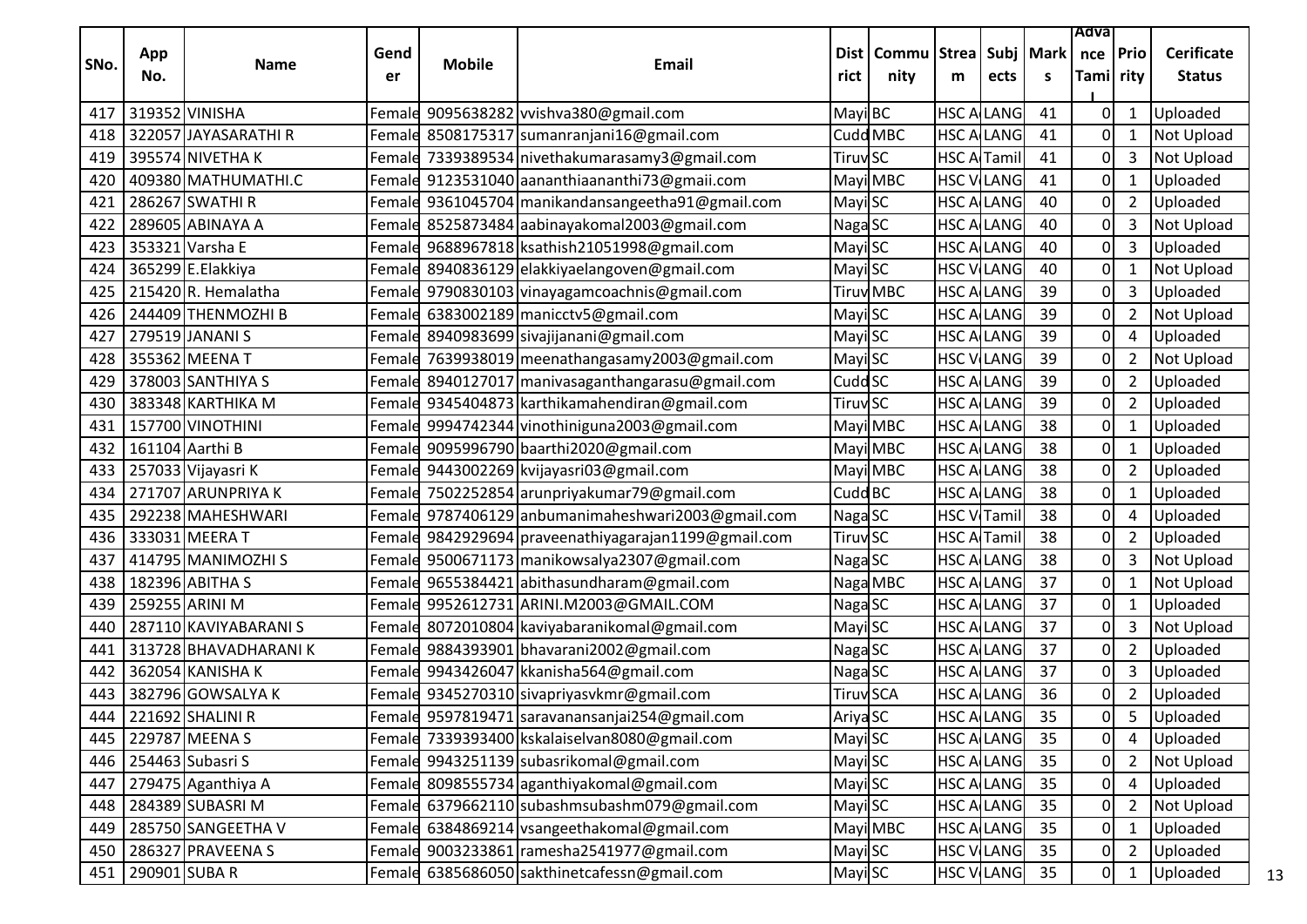| SNo. | App No. | Name | Gender | Mobile | Email | District | Community | Stream | Subjects | Marks | Advance Tamil | Priority | Cerificate Status |
|---|---|---|---|---|---|---|---|---|---|---|---|---|---|
| 417 | 319352 | VINISHA | Female | 9095638282 | vvishva380@gmail.com | Mayi | BC | HSC A | LANG | 41 | 0 | 1 | Uploaded |
| 418 | 322057 | JAYASARATHI R | Female | 8508175317 | sumanranjani16@gmail.com | Cudd | MBC | HSC A | LANG | 41 | 0 | 1 | Not Upload |
| 419 | 395574 | NIVETHA K | Female | 7339389534 | nivethakumarasamy3@gmail.com | Tiruv | SC | HSC A | Tamil | 41 | 0 | 3 | Not Upload |
| 420 | 409380 | MATHUMATHI.C | Female | 9123531040 | aananthiaananthi73@gmaii.com | Mayi | MBC | HSC V | LANG | 41 | 0 | 1 | Uploaded |
| 421 | 286267 | SWATHI R | Female | 9361045704 | manikandansangeetha91@gmail.com | Mayi | SC | HSC A | LANG | 40 | 0 | 2 | Uploaded |
| 422 | 289605 | ABINAYA A | Female | 8525873484 | aabinayakomal2003@gmail.com | Naga | SC | HSC A | LANG | 40 | 0 | 3 | Not Upload |
| 423 | 353321 | Varsha E | Female | 9688967818 | ksathish21051998@gmail.com | Mayi | SC | HSC A | LANG | 40 | 0 | 3 | Uploaded |
| 424 | 365299 | E.Elakkiya | Female | 8940836129 | elakkiyaelangoven@gmail.com | Mayi | SC | HSC V | LANG | 40 | 0 | 1 | Not Upload |
| 425 | 215420 | R. Hemalatha | Female | 9790830103 | vinayagamcoachnis@gmail.com | Tiruv | MBC | HSC A | LANG | 39 | 0 | 3 | Uploaded |
| 426 | 244409 | THENMOZHI B | Female | 6383002189 | manicctv5@gmail.com | Mayi | SC | HSC A | LANG | 39 | 0 | 2 | Not Upload |
| 427 | 279519 | JANANI S | Female | 8940983699 | sivajijanani@gmail.com | Mayi | SC | HSC A | LANG | 39 | 0 | 4 | Uploaded |
| 428 | 355362 | MEENA T | Female | 7639938019 | meenathangasamy2003@gmail.com | Mayi | SC | HSC V | LANG | 39 | 0 | 2 | Not Upload |
| 429 | 378003 | SANTHIYA S | Female | 8940127017 | manivasaganthangarasu@gmail.com | Cudd | SC | HSC A | LANG | 39 | 0 | 2 | Uploaded |
| 430 | 383348 | KARTHIKA M | Female | 9345404873 | karthikamahendiran@gmail.com | Tiruv | SC | HSC A | LANG | 39 | 0 | 2 | Uploaded |
| 431 | 157700 | VINOTHINI | Female | 9994742344 | vinothiniguna2003@gmail.com | Mayi | MBC | HSC A | LANG | 38 | 0 | 1 | Uploaded |
| 432 | 161104 | Aarthi B | Female | 9095996790 | baarthi2020@gmail.com | Mayi | MBC | HSC A | LANG | 38 | 0 | 1 | Uploaded |
| 433 | 257033 | Vijayasri K | Female | 9443002269 | kvijayasri03@gmail.com | Mayi | MBC | HSC A | LANG | 38 | 0 | 2 | Uploaded |
| 434 | 271707 | ARUNPRIYA K | Female | 7502252854 | arunpriyakumar79@gmail.com | Cudd | BC | HSC A | LANG | 38 | 0 | 1 | Uploaded |
| 435 | 292238 | MAHESHWARI | Female | 9787406129 | anbumanimaheshwari2003@gmail.com | Naga | SC | HSC V | Tamil | 38 | 0 | 4 | Uploaded |
| 436 | 333031 | MEERA T | Female | 9842929694 | praveenathiyagarajan1199@gmail.com | Tiruv | SC | HSC A | Tamil | 38 | 0 | 2 | Uploaded |
| 437 | 414795 | MANIMOZHI S | Female | 9500671173 | manikowsalya2307@gmail.com | Naga | SC | HSC A | LANG | 38 | 0 | 3 | Not Upload |
| 438 | 182396 | ABITHA S | Female | 9655384421 | abithasundharam@gmail.com | Naga | MBC | HSC A | LANG | 37 | 0 | 1 | Not Upload |
| 439 | 259255 | ARINI M | Female | 9952612731 | ARINI.M2003@GMAIL.COM | Naga | SC | HSC A | LANG | 37 | 0 | 1 | Uploaded |
| 440 | 287110 | KAVIYABARANI S | Female | 8072010804 | kaviyabaranikomal@gmail.com | Mayi | SC | HSC A | LANG | 37 | 0 | 3 | Not Upload |
| 441 | 313728 | BHAVADHARANI K | Female | 9884393901 | bhavarani2002@gmail.com | Naga | SC | HSC A | LANG | 37 | 0 | 2 | Uploaded |
| 442 | 362054 | KANISHA K | Female | 9943426047 | kkanisha564@gmail.com | Naga | SC | HSC A | LANG | 37 | 0 | 3 | Uploaded |
| 443 | 382796 | GOWSALYA K | Female | 9345270310 | sivapriyasvkmr@gmail.com | Tiruv | SCA | HSC A | LANG | 36 | 0 | 2 | Uploaded |
| 444 | 221692 | SHALINI R | Female | 9597819471 | saravanansanjai254@gmail.com | Ariya | SC | HSC A | LANG | 35 | 0 | 5 | Uploaded |
| 445 | 229787 | MEENA S | Female | 7339393400 | kskalaiselvan8080@gmail.com | Mayi | SC | HSC A | LANG | 35 | 0 | 4 | Uploaded |
| 446 | 254463 | Subasri S | Female | 9943251139 | subasrikomal@gmail.com | Mayi | SC | HSC A | LANG | 35 | 0 | 2 | Not Upload |
| 447 | 279475 | Aganthiya A | Female | 8098555734 | aganthiyakomal@gmail.com | Mayi | SC | HSC A | LANG | 35 | 0 | 4 | Uploaded |
| 448 | 284389 | SUBASRI M | Female | 6379662110 | subashmsubashm079@gmail.com | Mayi | SC | HSC A | LANG | 35 | 0 | 2 | Not Upload |
| 449 | 285750 | SANGEETHA V | Female | 6384869214 | vsangeethakomal@gmail.com | Mayi | MBC | HSC A | LANG | 35 | 0 | 1 | Uploaded |
| 450 | 286327 | PRAVEENA S | Female | 9003233861 | ramesha2541977@gmail.com | Mayi | SC | HSC V | LANG | 35 | 0 | 2 | Uploaded |
| 451 | 290901 | SUBA R | Female | 6385686050 | sakthinetcafessn@gmail.com | Mayi | SC | HSC V | LANG | 35 | 0 | 1 | Uploaded |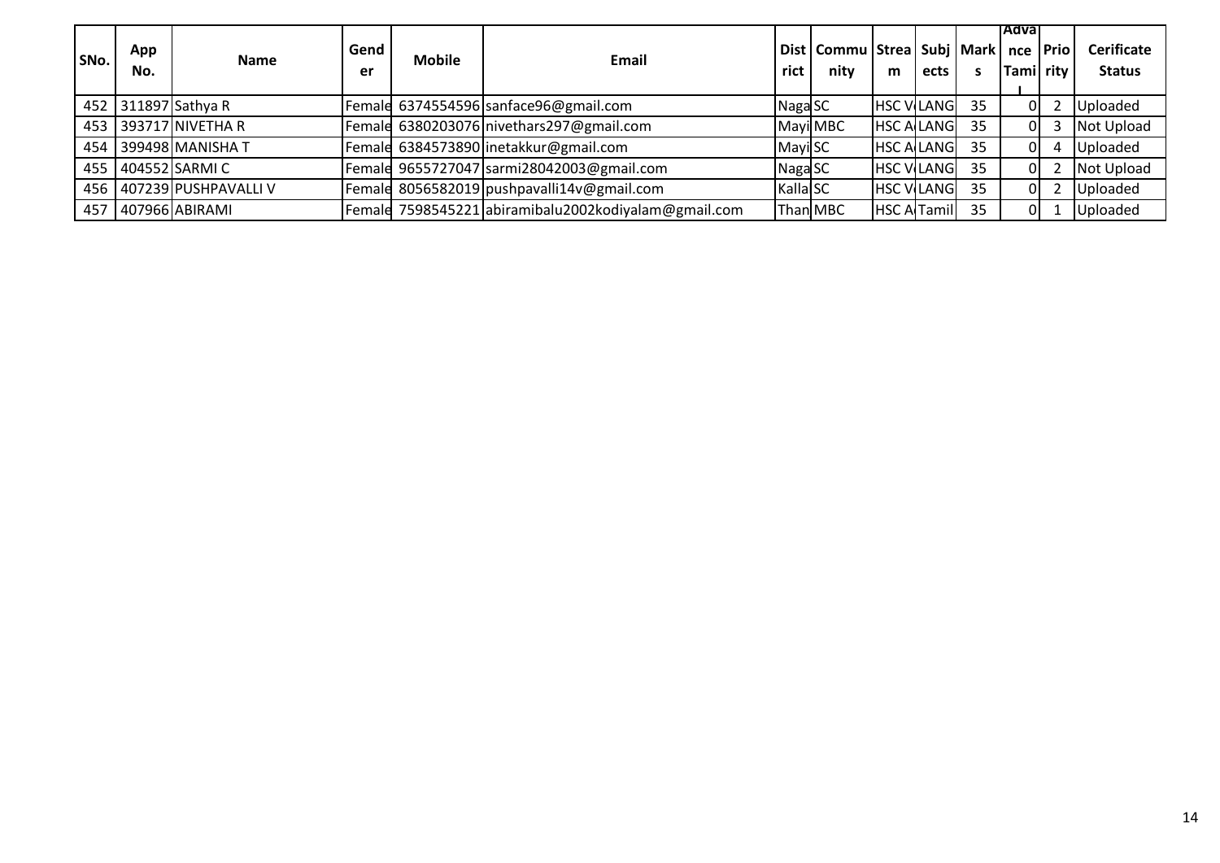| SNo. | App No. | Name | Gender | Mobile | Email | District | Community | Stream | Subjects | Marks | Advance Tamil | Priority | Cerificate Status |
|---|---|---|---|---|---|---|---|---|---|---|---|---|---|
| 452 | 311897 | Sathya R | Female | 6374554596 | sanface96@gmail.com | Naga | SC | HSC V | LANG | 35 | 0 | 2 | Uploaded |
| 453 | 393717 | NIVETHA R | Female | 6380203076 | nivethars297@gmail.com | Mayi | MBC | HSC A | LANG | 35 | 0 | 3 | Not Upload |
| 454 | 399498 | MANISHA T | Female | 6384573890 | inetakkur@gmail.com | Mayi | SC | HSC A | LANG | 35 | 0 | 4 | Uploaded |
| 455 | 404552 | SARMI C | Female | 9655727047 | sarmi28042003@gmail.com | Naga | SC | HSC V | LANG | 35 | 0 | 2 | Not Upload |
| 456 | 407239 | PUSHPAVALLI V | Female | 8056582019 | pushpavalli14v@gmail.com | Kalla | SC | HSC V | LANG | 35 | 0 | 2 | Uploaded |
| 457 | 407966 | ABIRAMI | Female | 7598545221 | abiramibalu2002kodiyalam@gmail.com | Than | MBC | HSC A | Tamil | 35 | 0 | 1 | Uploaded |